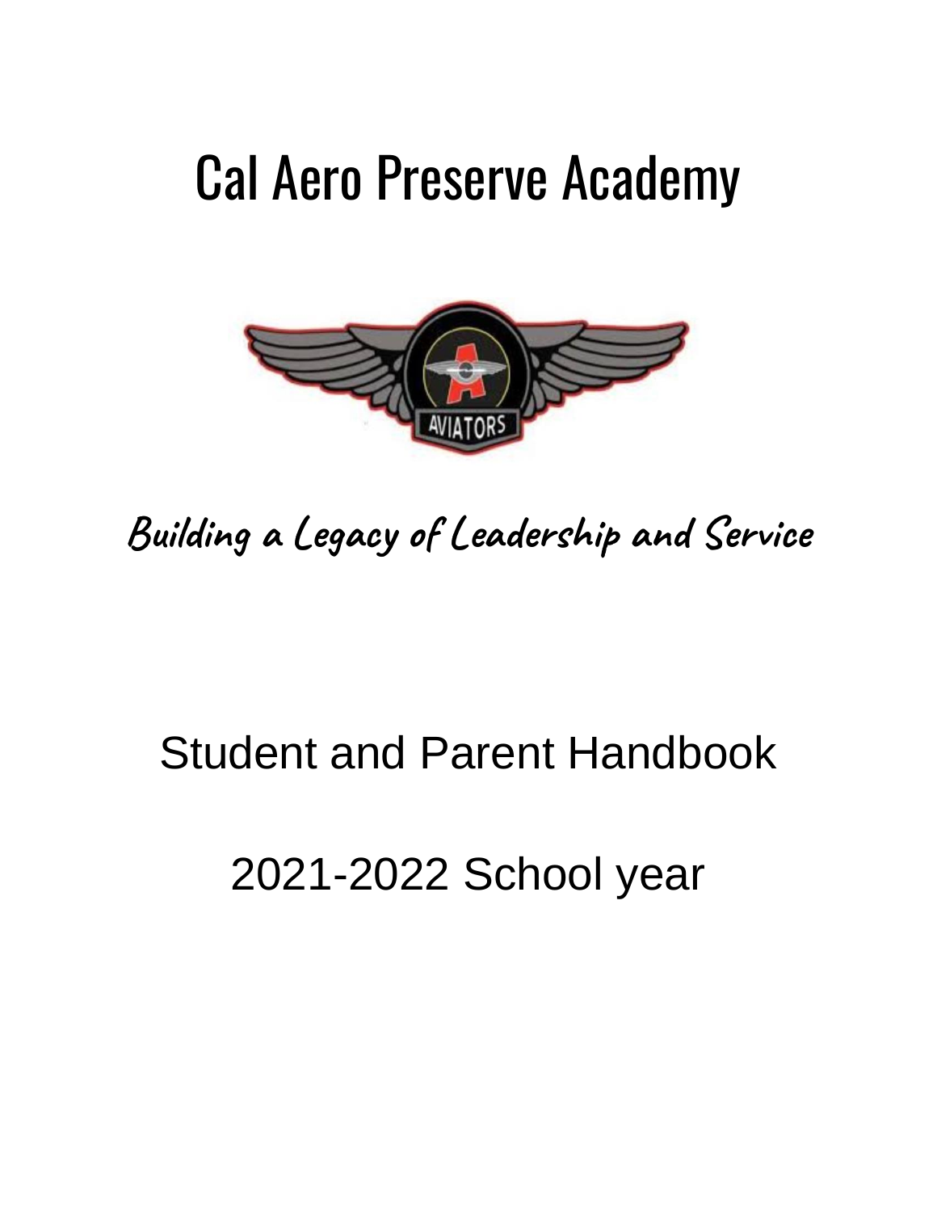# Cal Aero Preserve Academy

**Building a Legacy of Leadership and Service**

## Student and Parent Handbook

## 2021-2022 School year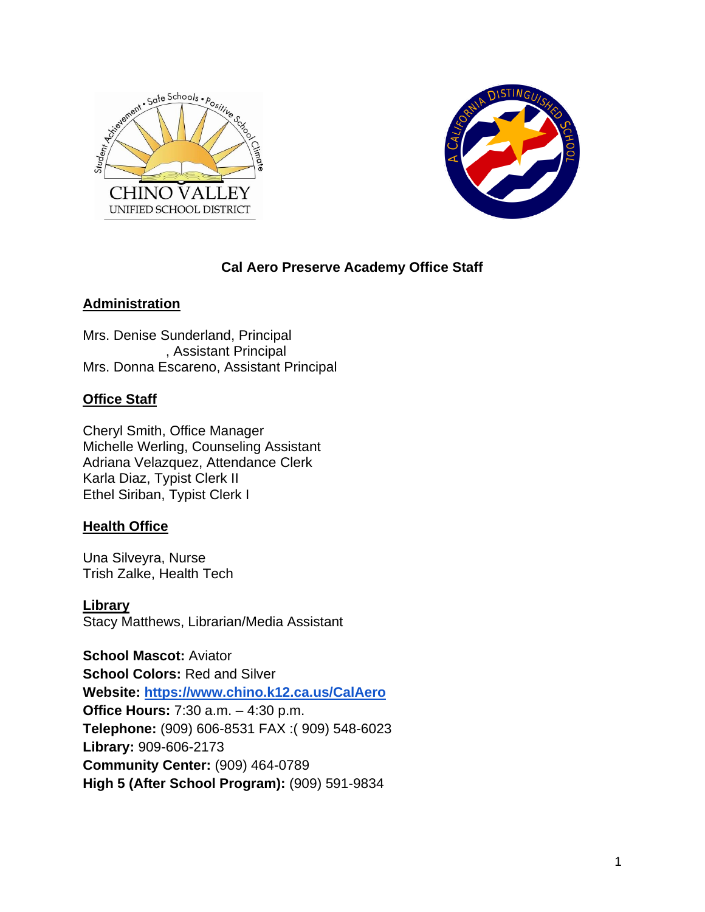## Cal Aero Preserve Academy Office Staff

### Administration

Mrs. Denise Sunderland, Principal
, Assistant Principal
Mrs. Donna Escareno, Assistant Principal

### Office Staff

Cheryl Smith, Office Manager
Michelle Werling, Counseling Assistant
Adriana Velazquez, Attendance Clerk
Karla Diaz, Typist Clerk II
Ethel Siriban, Typist Clerk I

### Health Office

Una Silveyra, Nurse
Trish Zalke, Health Tech

### Library

Stacy Matthews, Librarian/Media Assistant

**School Mascot:** Aviator
**School Colors:** Red and Silver
**Website:** [https://www.chino.k12.ca.us/CalAero](https://www.chino.k12.ca.us/CalAero)
**Office Hours:** 7:30 a.m. – 4:30 p.m.
**Telephone:** (909) 606-8531 FAX :( 909) 548-6023
**Library:** 909-606-2173
**Community Center:** (909) 464-0789
**High 5 (After School Program):** (909) 591-9834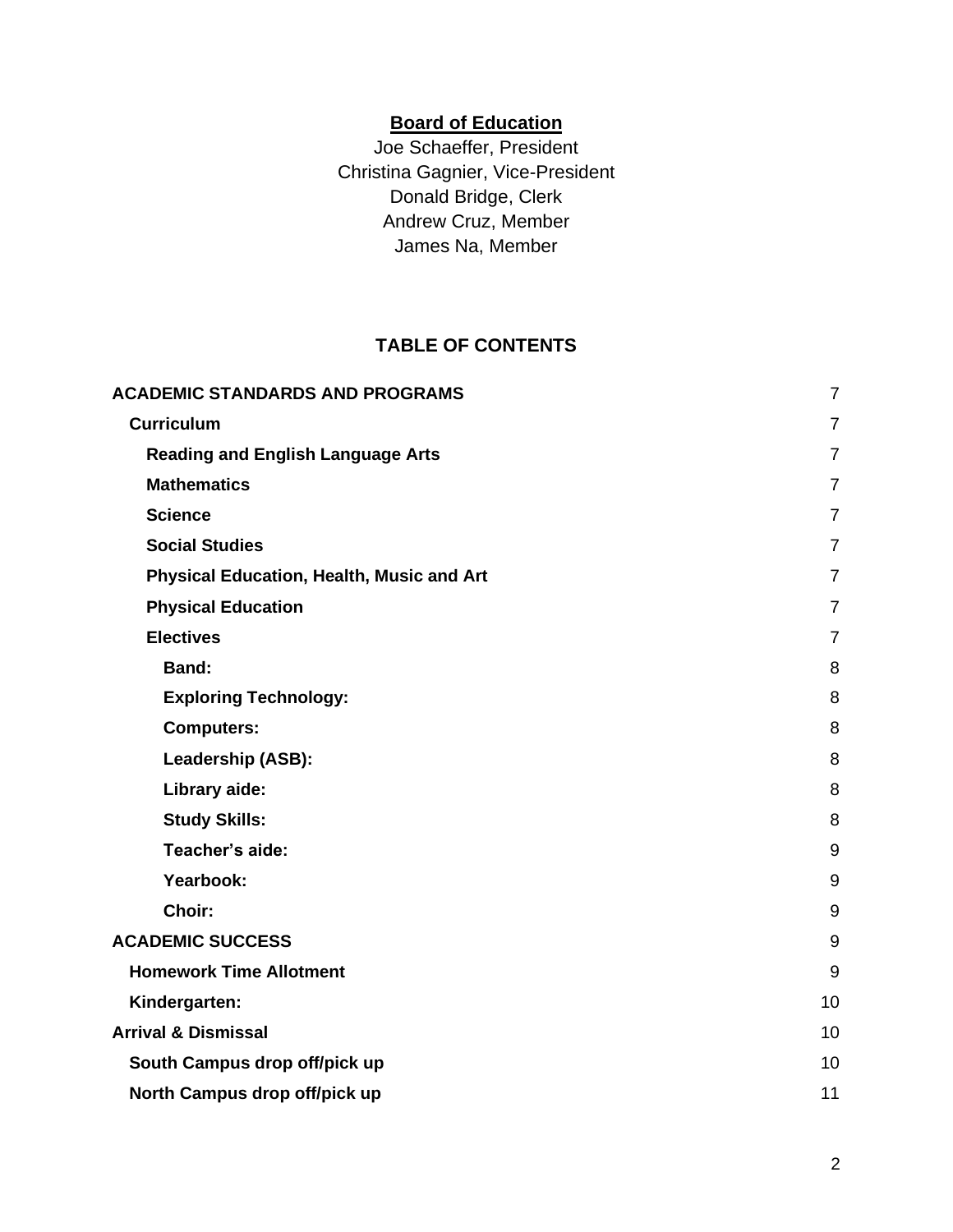**Board of Education**

Joe Schaeffer, President
Christina Gagnier, Vice-President
Donald Bridge, Clerk
Andrew Cruz, Member
James Na, Member

**TABLE OF CONTENTS**

| | |
|---|---|
| **ACADEMIC STANDARDS AND PROGRAMS** | 7 |
| **Curriculum** | 7 |
| **Reading and English Language Arts** | 7 |
| **Mathematics** | 7 |
| **Science** | 7 |
| **Social Studies** | 7 |
| **Physical Education, Health, Music and Art** | 7 |
| **Physical Education** | 7 |
| **Electives** | 7 |
| **Band:** | 8 |
| **Exploring Technology:** | 8 |
| **Computers:** | 8 |
| **Leadership (ASB):** | 8 |
| **Library aide:** | 8 |
| **Study Skills:** | 8 |
| **Teacher's aide:** | 9 |
| **Yearbook:** | 9 |
| **Choir:** | 9 |
| **ACADEMIC SUCCESS** | 9 |
| **Homework Time Allotment** | 9 |
| **Kindergarten:** | 10 |
| **Arrival & Dismissal** | 10 |
| **South Campus drop off/pick up** | 10 |
| **North Campus drop off/pick up** | 11 |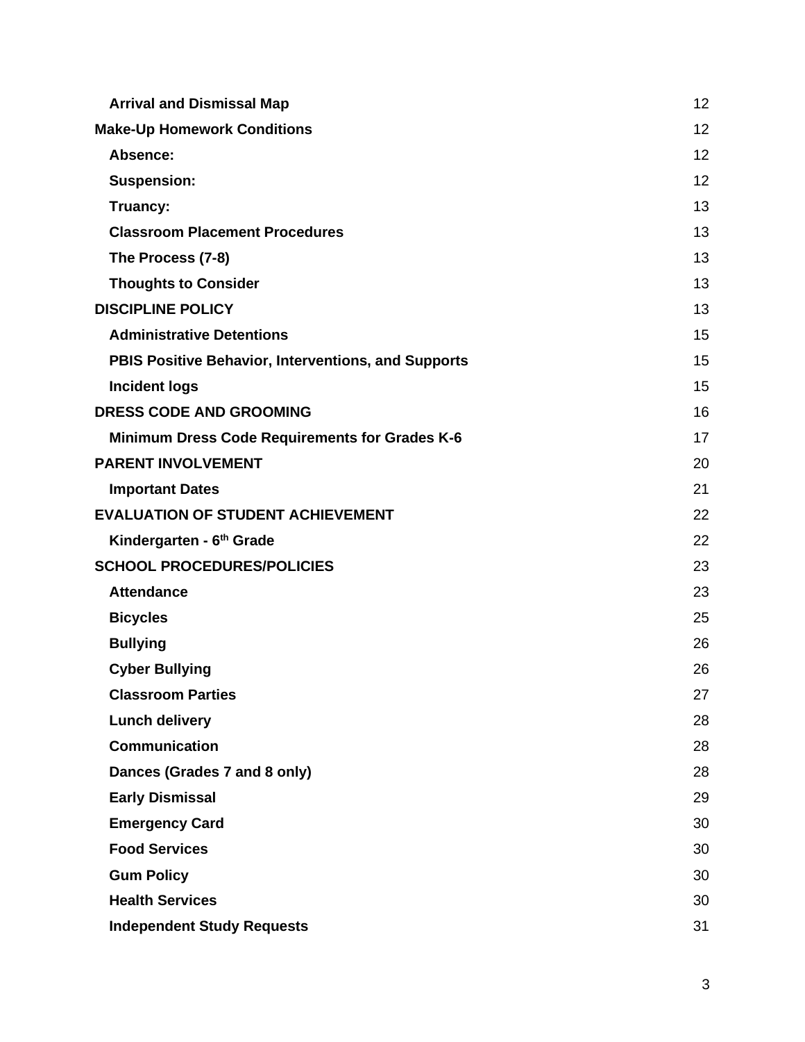| | |
|---|---|
| **Arrival and Dismissal Map** | 12 |
| **Make-Up Homework Conditions** | 12 |
| **Absence:** | 12 |
| **Suspension:** | 12 |
| **Truancy:** | 13 |
| **Classroom Placement Procedures** | 13 |
| **The Process (7-8)** | 13 |
| **Thoughts to Consider** | 13 |
| **DISCIPLINE POLICY** | 13 |
| **Administrative Detentions** | 15 |
| **PBIS Positive Behavior, Interventions, and Supports** | 15 |
| **Incident logs** | 15 |
| **DRESS CODE AND GROOMING** | 16 |
| **Minimum Dress Code Requirements for Grades K-6** | 17 |
| **PARENT INVOLVEMENT** | 20 |
| **Important Dates** | 21 |
| **EVALUATION OF STUDENT ACHIEVEMENT** | 22 |
| **Kindergarten - 6th Grade** | 22 |
| **SCHOOL PROCEDURES/POLICIES** | 23 |
| **Attendance** | 23 |
| **Bicycles** | 25 |
| **Bullying** | 26 |
| **Cyber Bullying** | 26 |
| **Classroom Parties** | 27 |
| **Lunch delivery** | 28 |
| **Communication** | 28 |
| **Dances (Grades 7 and 8 only)** | 28 |
| **Early Dismissal** | 29 |
| **Emergency Card** | 30 |
| **Food Services** | 30 |
| **Gum Policy** | 30 |
| **Health Services** | 30 |
| **Independent Study Requests** | 31 |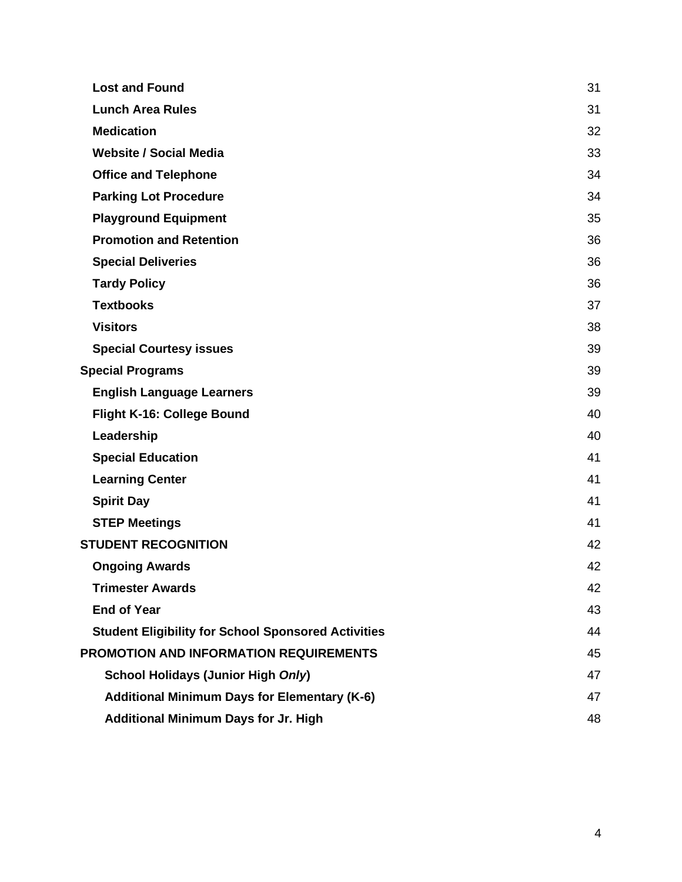| | |
|---|---|
| **Lost and Found** | 31 |
| **Lunch Area Rules** | 31 |
| **Medication** | 32 |
| **Website / Social Media** | 33 |
| **Office and Telephone** | 34 |
| **Parking Lot Procedure** | 34 |
| **Playground Equipment** | 35 |
| **Promotion and Retention** | 36 |
| **Special Deliveries** | 36 |
| **Tardy Policy** | 36 |
| **Textbooks** | 37 |
| **Visitors** | 38 |
| **Special Courtesy issues** | 39 |
| **Special Programs** | 39 |
| **English Language Learners** | 39 |
| **Flight K-16: College Bound** | 40 |
| **Leadership** | 40 |
| **Special Education** | 41 |
| **Learning Center** | 41 |
| **Spirit Day** | 41 |
| **STEP Meetings** | 41 |
| **STUDENT RECOGNITION** | 42 |
| **Ongoing Awards** | 42 |
| **Trimester Awards** | 42 |
| **End of Year** | 43 |
| **Student Eligibility for School Sponsored Activities** | 44 |
| **PROMOTION AND INFORMATION REQUIREMENTS** | 45 |
| **School Holidays (Junior High *Only*)** | 47 |
| **Additional Minimum Days for Elementary (K-6)** | 47 |
| **Additional Minimum Days for Jr. High** | 48 |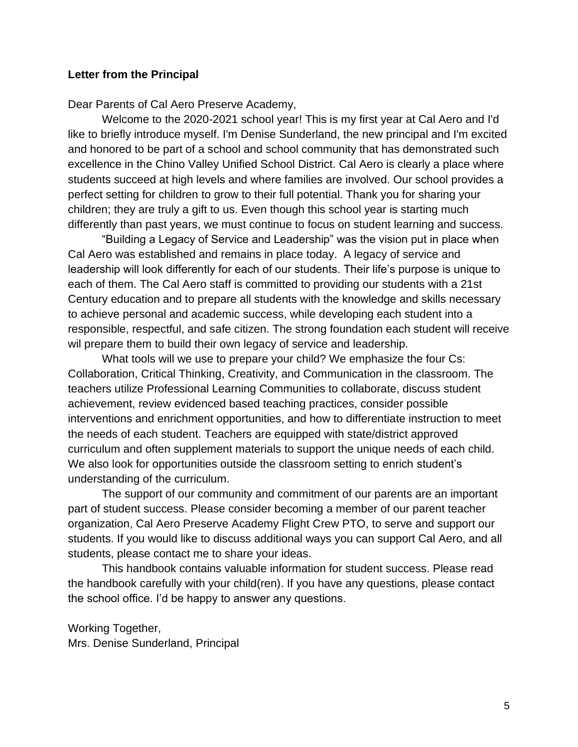**Letter from the Principal**

Dear Parents of Cal Aero Preserve Academy,

Welcome to the 2020-2021 school year! This is my first year at Cal Aero and I'd like to briefly introduce myself. I'm Denise Sunderland, the new principal and I'm excited and honored to be part of a school and school community that has demonstrated such excellence in the Chino Valley Unified School District. Cal Aero is clearly a place where students succeed at high levels and where families are involved. Our school provides a perfect setting for children to grow to their full potential. Thank you for sharing your children; they are truly a gift to us. Even though this school year is starting much differently than past years, we must continue to focus on student learning and success.

"Building a Legacy of Service and Leadership" was the vision put in place when Cal Aero was established and remains in place today. A legacy of service and leadership will look differently for each of our students. Their life's purpose is unique to each of them. The Cal Aero staff is committed to providing our students with a 21st Century education and to prepare all students with the knowledge and skills necessary to achieve personal and academic success, while developing each student into a responsible, respectful, and safe citizen. The strong foundation each student will receive wil prepare them to build their own legacy of service and leadership.

What tools will we use to prepare your child? We emphasize the four Cs: Collaboration, Critical Thinking, Creativity, and Communication in the classroom. The teachers utilize Professional Learning Communities to collaborate, discuss student achievement, review evidenced based teaching practices, consider possible interventions and enrichment opportunities, and how to differentiate instruction to meet the needs of each student. Teachers are equipped with state/district approved curriculum and often supplement materials to support the unique needs of each child. We also look for opportunities outside the classroom setting to enrich student's understanding of the curriculum.

The support of our community and commitment of our parents are an important part of student success. Please consider becoming a member of our parent teacher organization, Cal Aero Preserve Academy Flight Crew PTO, to serve and support our students. If you would like to discuss additional ways you can support Cal Aero, and all students, please contact me to share your ideas.

This handbook contains valuable information for student success. Please read the handbook carefully with your child(ren). If you have any questions, please contact the school office. I'd be happy to answer any questions.

Working Together,
Mrs. Denise Sunderland, Principal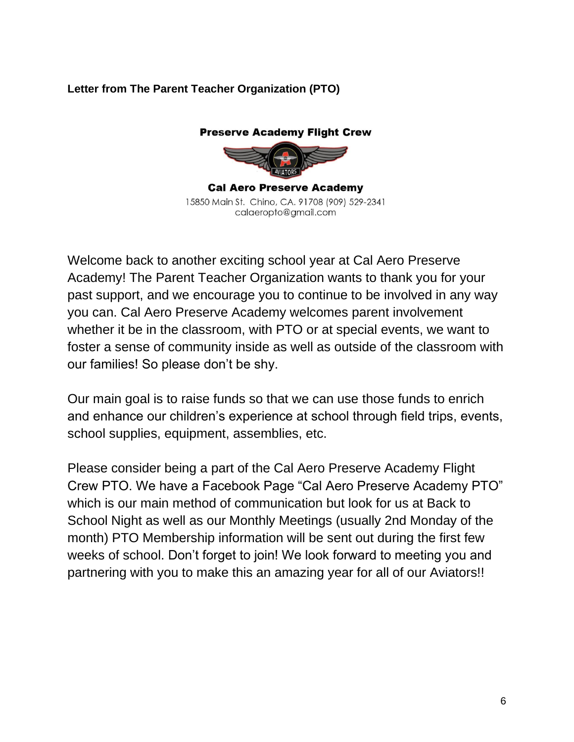**Letter from The Parent Teacher Organization (PTO)**

**Preserve Academy Flight Crew**

**Cal Aero Preserve Academy**

15850 Main St. Chino, CA. 91708 (909) 529-2341
calaeropto@gmail.com

Welcome back to another exciting school year at Cal Aero Preserve Academy! The Parent Teacher Organization wants to thank you for your past support, and we encourage you to continue to be involved in any way you can. Cal Aero Preserve Academy welcomes parent involvement whether it be in the classroom, with PTO or at special events, we want to foster a sense of community inside as well as outside of the classroom with our families! So please don't be shy.

Our main goal is to raise funds so that we can use those funds to enrich and enhance our children's experience at school through field trips, events, school supplies, equipment, assemblies, etc.

Please consider being a part of the Cal Aero Preserve Academy Flight Crew PTO. We have a Facebook Page "Cal Aero Preserve Academy PTO" which is our main method of communication but look for us at Back to School Night as well as our Monthly Meetings (usually 2nd Monday of the month) PTO Membership information will be sent out during the first few weeks of school. Don't forget to join! We look forward to meeting you and partnering with you to make this an amazing year for all of our Aviators!!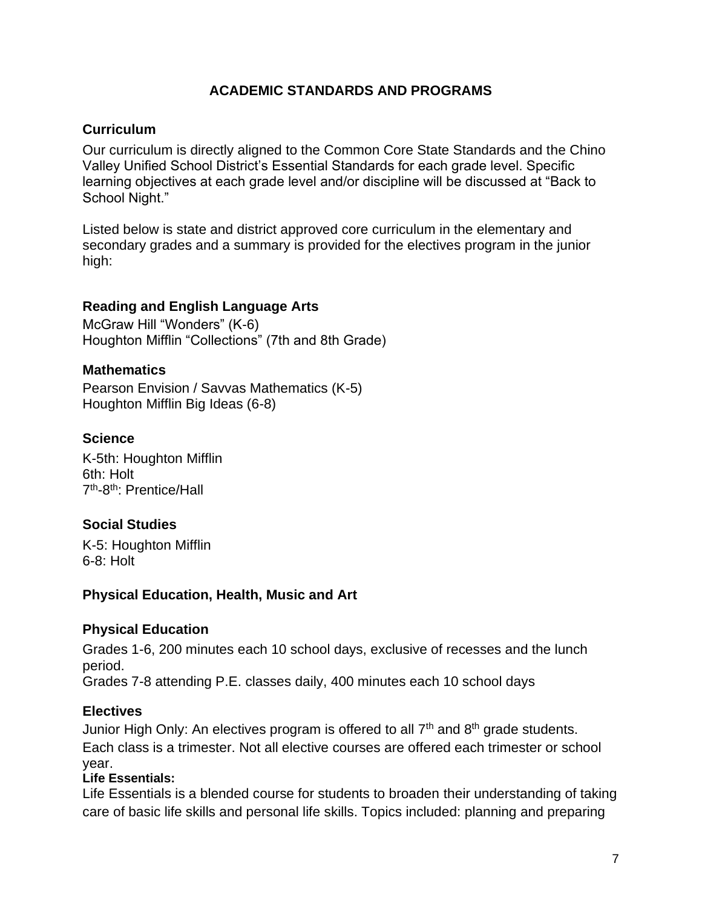# ACADEMIC STANDARDS AND PROGRAMS

## Curriculum

Our curriculum is directly aligned to the Common Core State Standards and the Chino Valley Unified School District's Essential Standards for each grade level. Specific learning objectives at each grade level and/or discipline will be discussed at "Back to School Night."

Listed below is state and district approved core curriculum in the elementary and secondary grades and a summary is provided for the electives program in the junior high:

### Reading and English Language Arts

McGraw Hill "Wonders" (K-6)
Houghton Mifflin "Collections" (7th and 8th Grade)

### Mathematics

Pearson Envision / Savvas Mathematics (K-5)
Houghton Mifflin Big Ideas (6-8)

### Science

K-5th: Houghton Mifflin
6th: Holt
7th-8th: Prentice/Hall

### Social Studies

K-5: Houghton Mifflin
6-8: Holt

### Physical Education, Health, Music and Art

### Physical Education

Grades 1-6, 200 minutes each 10 school days, exclusive of recesses and the lunch period.
Grades 7-8 attending P.E. classes daily, 400 minutes each 10 school days

### Electives

Junior High Only: An electives program is offered to all 7th and 8th grade students. Each class is a trimester. Not all elective courses are offered each trimester or school year.

**Life Essentials:**

Life Essentials is a blended course for students to broaden their understanding of taking care of basic life skills and personal life skills. Topics included: planning and preparing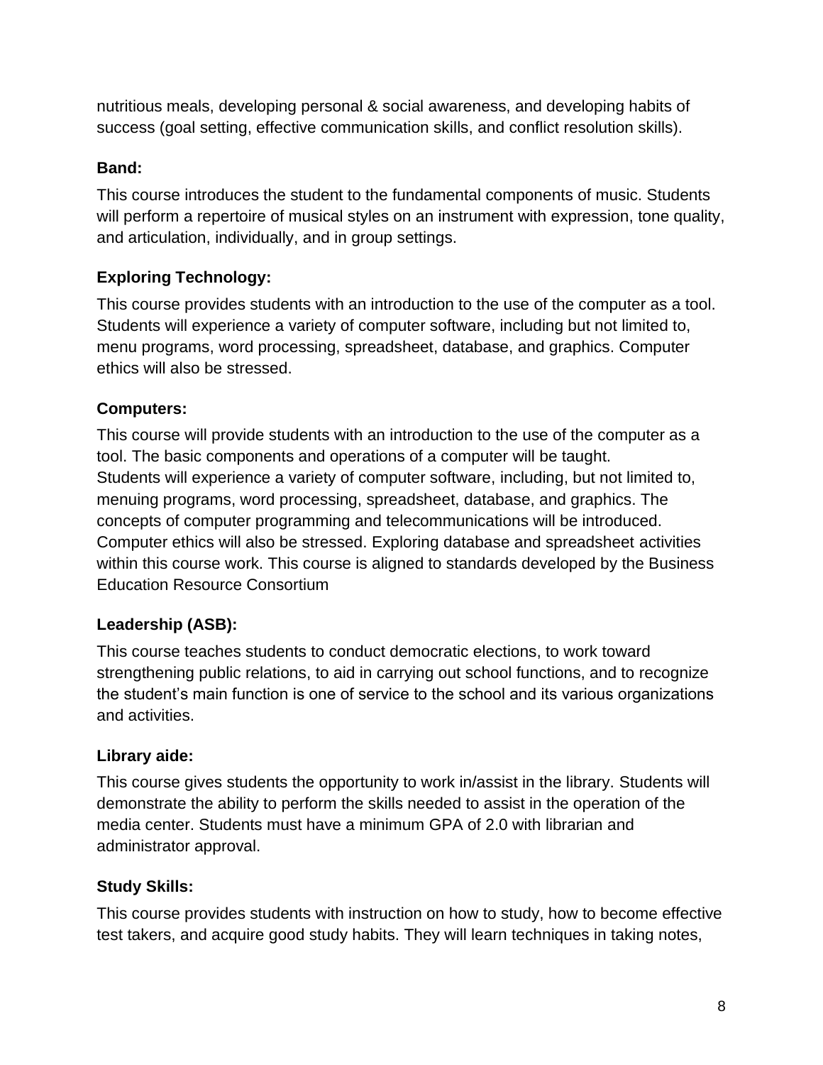nutritious meals, developing personal & social awareness, and developing habits of success (goal setting, effective communication skills, and conflict resolution skills).

**Band:**

This course introduces the student to the fundamental components of music. Students will perform a repertoire of musical styles on an instrument with expression, tone quality, and articulation, individually, and in group settings.

**Exploring Technology:**

This course provides students with an introduction to the use of the computer as a tool. Students will experience a variety of computer software, including but not limited to, menu programs, word processing, spreadsheet, database, and graphics. Computer ethics will also be stressed.

**Computers:**

This course will provide students with an introduction to the use of the computer as a tool. The basic components and operations of a computer will be taught. Students will experience a variety of computer software, including, but not limited to, menuing programs, word processing, spreadsheet, database, and graphics. The concepts of computer programming and telecommunications will be introduced. Computer ethics will also be stressed. Exploring database and spreadsheet activities within this course work. This course is aligned to standards developed by the Business Education Resource Consortium

**Leadership (ASB):**

This course teaches students to conduct democratic elections, to work toward strengthening public relations, to aid in carrying out school functions, and to recognize the student's main function is one of service to the school and its various organizations and activities.

**Library aide:**

This course gives students the opportunity to work in/assist in the library. Students will demonstrate the ability to perform the skills needed to assist in the operation of the media center. Students must have a minimum GPA of 2.0 with librarian and administrator approval.

**Study Skills:**

This course provides students with instruction on how to study, how to become effective test takers, and acquire good study habits. They will learn techniques in taking notes,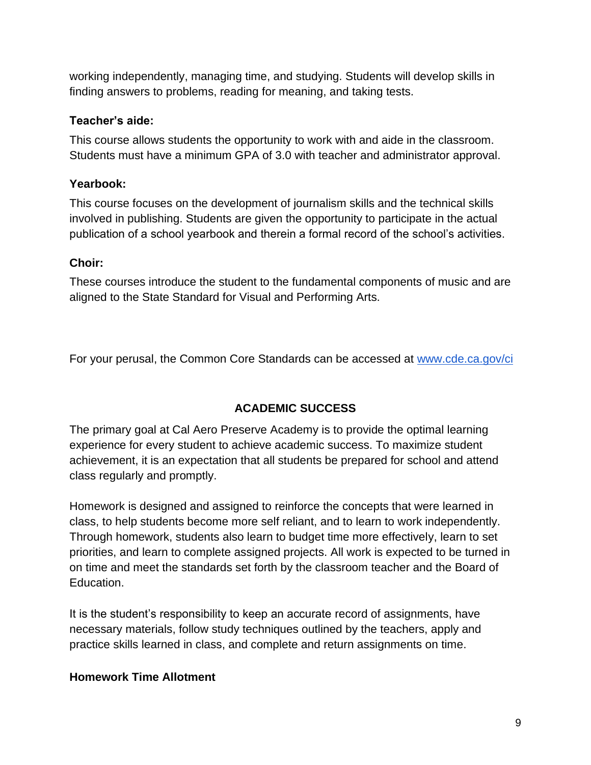working independently, managing time, and studying. Students will develop skills in finding answers to problems, reading for meaning, and taking tests.

**Teacher's aide:**

This course allows students the opportunity to work with and aide in the classroom. Students must have a minimum GPA of 3.0 with teacher and administrator approval.

**Yearbook:**

This course focuses on the development of journalism skills and the technical skills involved in publishing. Students are given the opportunity to participate in the actual publication of a school yearbook and therein a formal record of the school's activities.

**Choir:**

These courses introduce the student to the fundamental components of music and are aligned to the State Standard for Visual and Performing Arts.

For your perusal, the Common Core Standards can be accessed at [www.cde.ca.gov/ci](http://www.cde.ca.gov/ci)

## ACADEMIC SUCCESS

The primary goal at Cal Aero Preserve Academy is to provide the optimal learning experience for every student to achieve academic success. To maximize student achievement, it is an expectation that all students be prepared for school and attend class regularly and promptly.

Homework is designed and assigned to reinforce the concepts that were learned in class, to help students become more self reliant, and to learn to work independently. Through homework, students also learn to budget time more effectively, learn to set priorities, and learn to complete assigned projects. All work is expected to be turned in on time and meet the standards set forth by the classroom teacher and the Board of Education.

It is the student's responsibility to keep an accurate record of assignments, have necessary materials, follow study techniques outlined by the teachers, apply and practice skills learned in class, and complete and return assignments on time.

**Homework Time Allotment**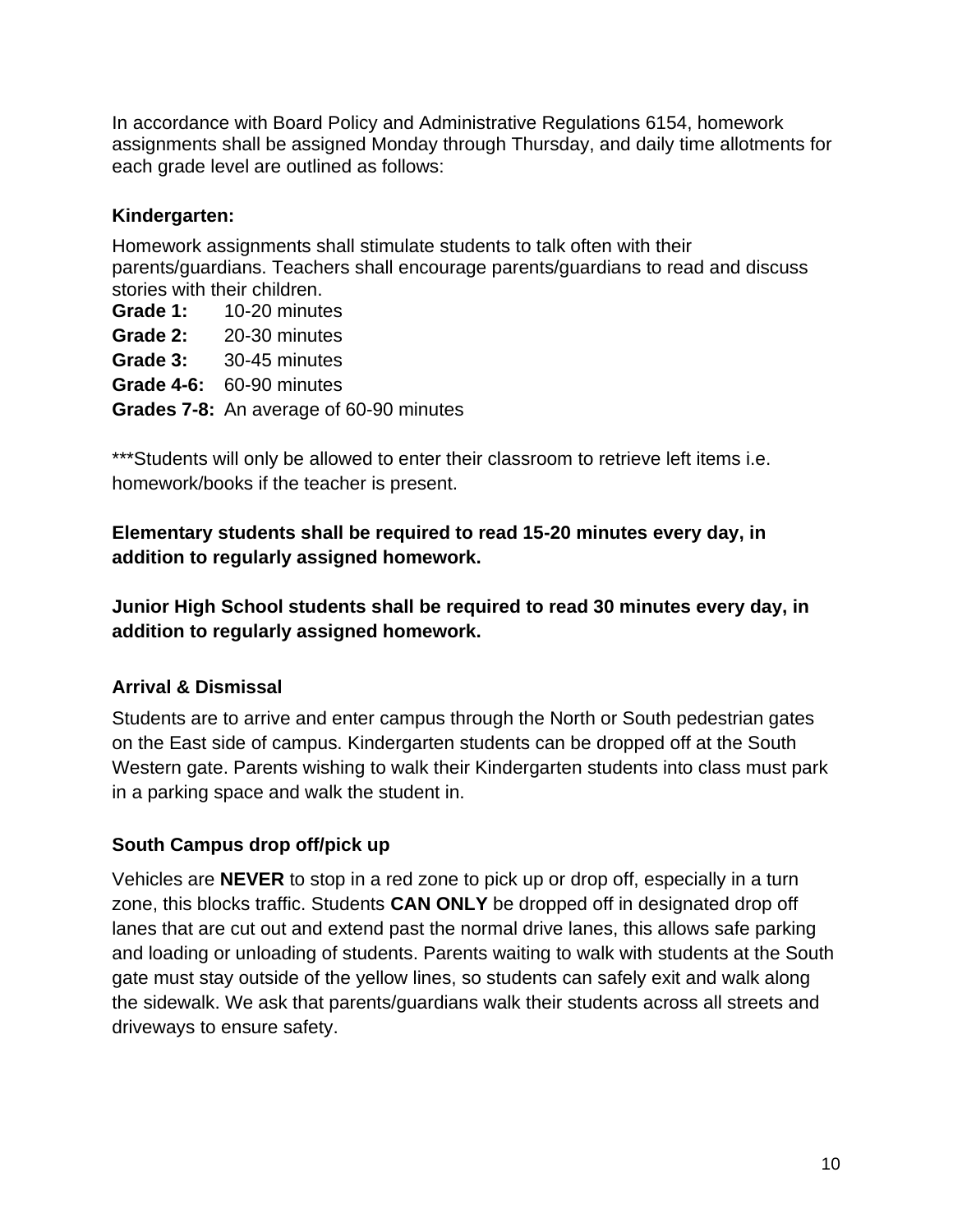In accordance with Board Policy and Administrative Regulations 6154, homework assignments shall be assigned Monday through Thursday, and daily time allotments for each grade level are outlined as follows:

**Kindergarten:**

Homework assignments shall stimulate students to talk often with their parents/guardians. Teachers shall encourage parents/guardians to read and discuss stories with their children.

**Grade 1:** 10-20 minutes
**Grade 2:** 20-30 minutes
**Grade 3:** 30-45 minutes
**Grade 4-6:** 60-90 minutes
**Grades 7-8:** An average of 60-90 minutes

***Students will only be allowed to enter their classroom to retrieve left items i.e. homework/books if the teacher is present.

**Elementary students shall be required to read 15-20 minutes every day, in addition to regularly assigned homework.**

**Junior High School students shall be required to read 30 minutes every day, in addition to regularly assigned homework.**

### Arrival & Dismissal

Students are to arrive and enter campus through the North or South pedestrian gates on the East side of campus. Kindergarten students can be dropped off at the South Western gate. Parents wishing to walk their Kindergarten students into class must park in a parking space and walk the student in.

### South Campus drop off/pick up

Vehicles are **NEVER** to stop in a red zone to pick up or drop off, especially in a turn zone, this blocks traffic. Students **CAN ONLY** be dropped off in designated drop off lanes that are cut out and extend past the normal drive lanes, this allows safe parking and loading or unloading of students. Parents waiting to walk with students at the South gate must stay outside of the yellow lines, so students can safely exit and walk along the sidewalk. We ask that parents/guardians walk their students across all streets and driveways to ensure safety.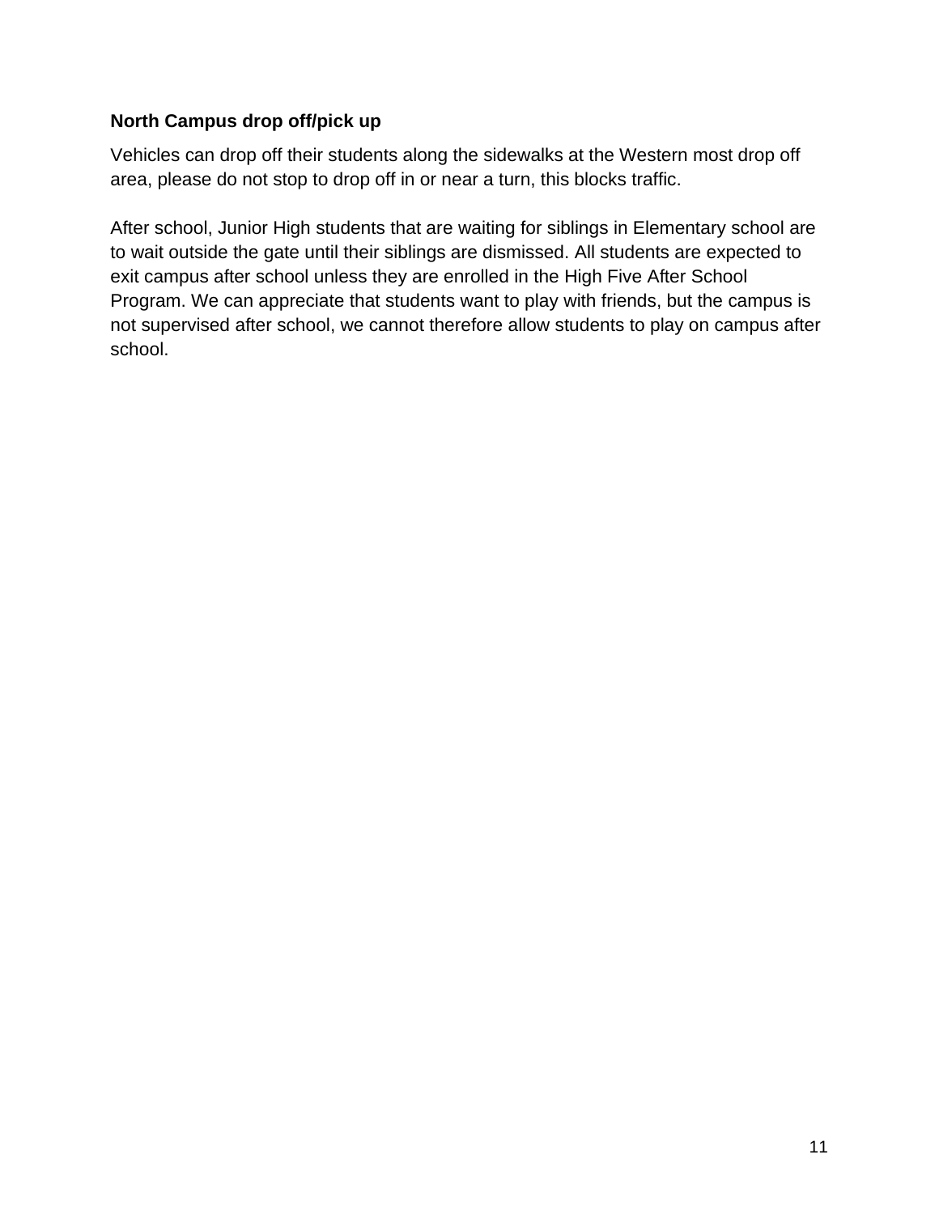**North Campus drop off/pick up**

Vehicles can drop off their students along the sidewalks at the Western most drop off area, please do not stop to drop off in or near a turn, this blocks traffic.

After school, Junior High students that are waiting for siblings in Elementary school are to wait outside the gate until their siblings are dismissed. All students are expected to exit campus after school unless they are enrolled in the High Five After School Program. We can appreciate that students want to play with friends, but the campus is not supervised after school, we cannot therefore allow students to play on campus after school.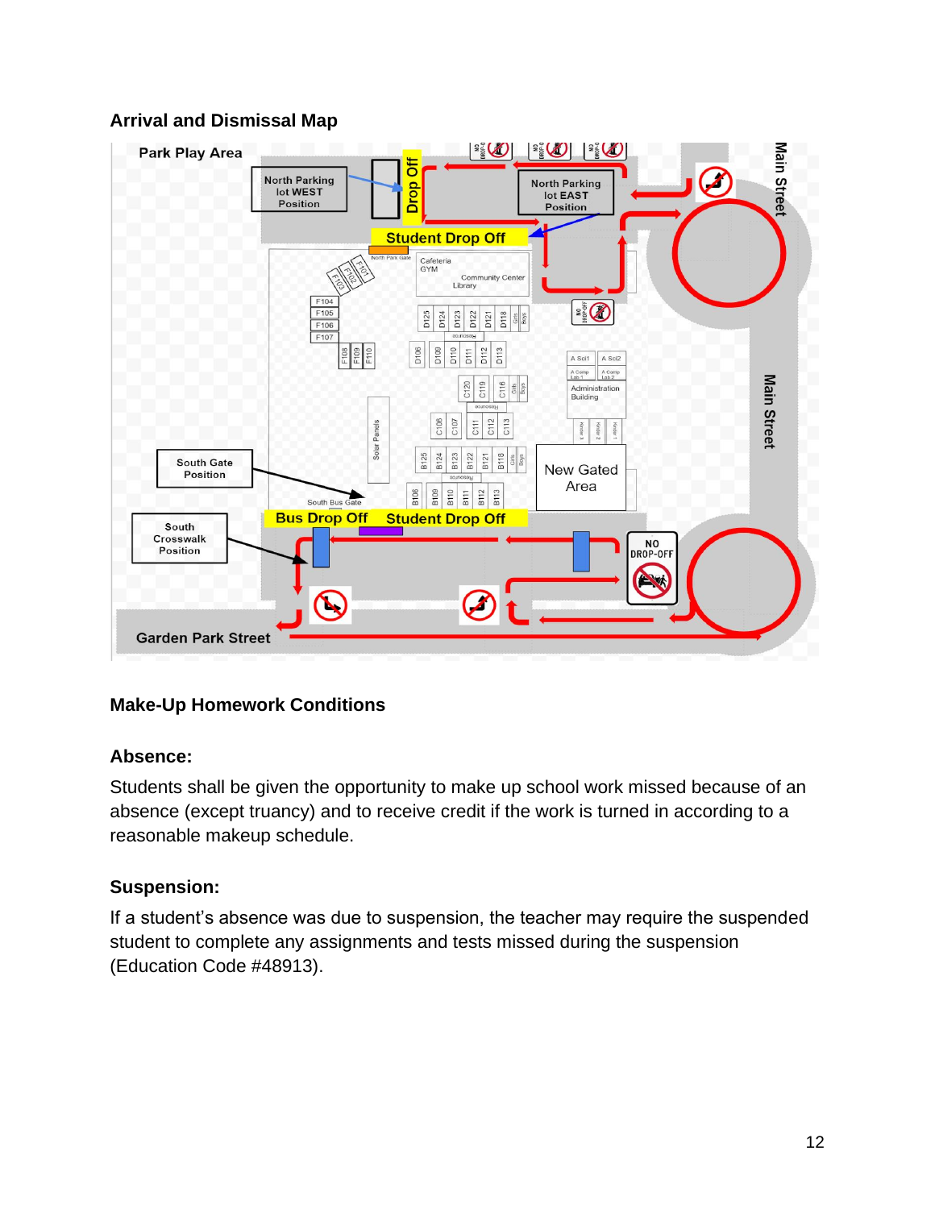## Arrival and Dismissal Map

## Make-Up Homework Conditions

### Absence:

Students shall be given the opportunity to make up school work missed because of an absence (except truancy) and to receive credit if the work is turned in according to a reasonable makeup schedule.

### Suspension:

If a student's absence was due to suspension, the teacher may require the suspended student to complete any assignments and tests missed during the suspension (Education Code #48913).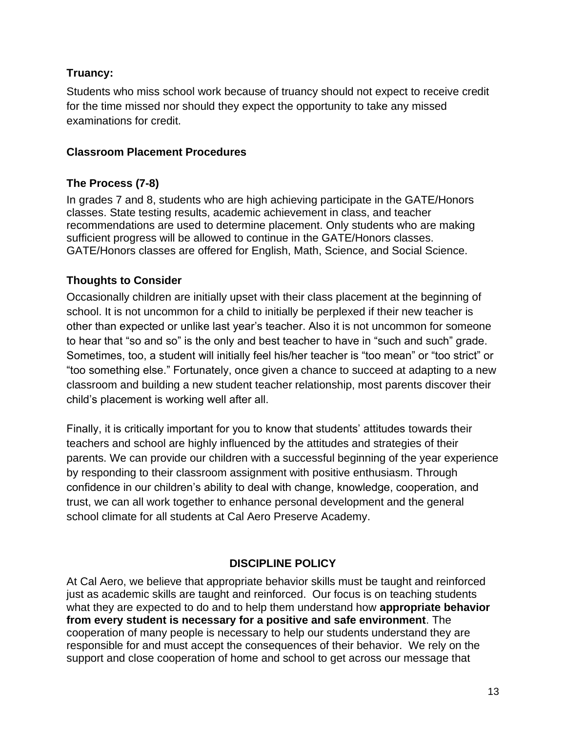### Truancy:

Students who miss school work because of truancy should not expect to receive credit for the time missed nor should they expect the opportunity to take any missed examinations for credit.

### Classroom Placement Procedures

### The Process (7-8)

In grades 7 and 8, students who are high achieving participate in the GATE/Honors classes. State testing results, academic achievement in class, and teacher recommendations are used to determine placement. Only students who are making sufficient progress will be allowed to continue in the GATE/Honors classes. GATE/Honors classes are offered for English, Math, Science, and Social Science.

### Thoughts to Consider

Occasionally children are initially upset with their class placement at the beginning of school. It is not uncommon for a child to initially be perplexed if their new teacher is other than expected or unlike last year's teacher. Also it is not uncommon for someone to hear that "so and so" is the only and best teacher to have in "such and such" grade. Sometimes, too, a student will initially feel his/her teacher is "too mean" or "too strict" or "too something else." Fortunately, once given a chance to succeed at adapting to a new classroom and building a new student teacher relationship, most parents discover their child's placement is working well after all.

Finally, it is critically important for you to know that students' attitudes towards their teachers and school are highly influenced by the attitudes and strategies of their parents. We can provide our children with a successful beginning of the year experience by responding to their classroom assignment with positive enthusiasm. Through confidence in our children's ability to deal with change, knowledge, cooperation, and trust, we can all work together to enhance personal development and the general school climate for all students at Cal Aero Preserve Academy.

## DISCIPLINE POLICY

At Cal Aero, we believe that appropriate behavior skills must be taught and reinforced just as academic skills are taught and reinforced. Our focus is on teaching students what they are expected to do and to help them understand how **appropriate behavior from every student is necessary for a positive and safe environment**. The cooperation of many people is necessary to help our students understand they are responsible for and must accept the consequences of their behavior. We rely on the support and close cooperation of home and school to get across our message that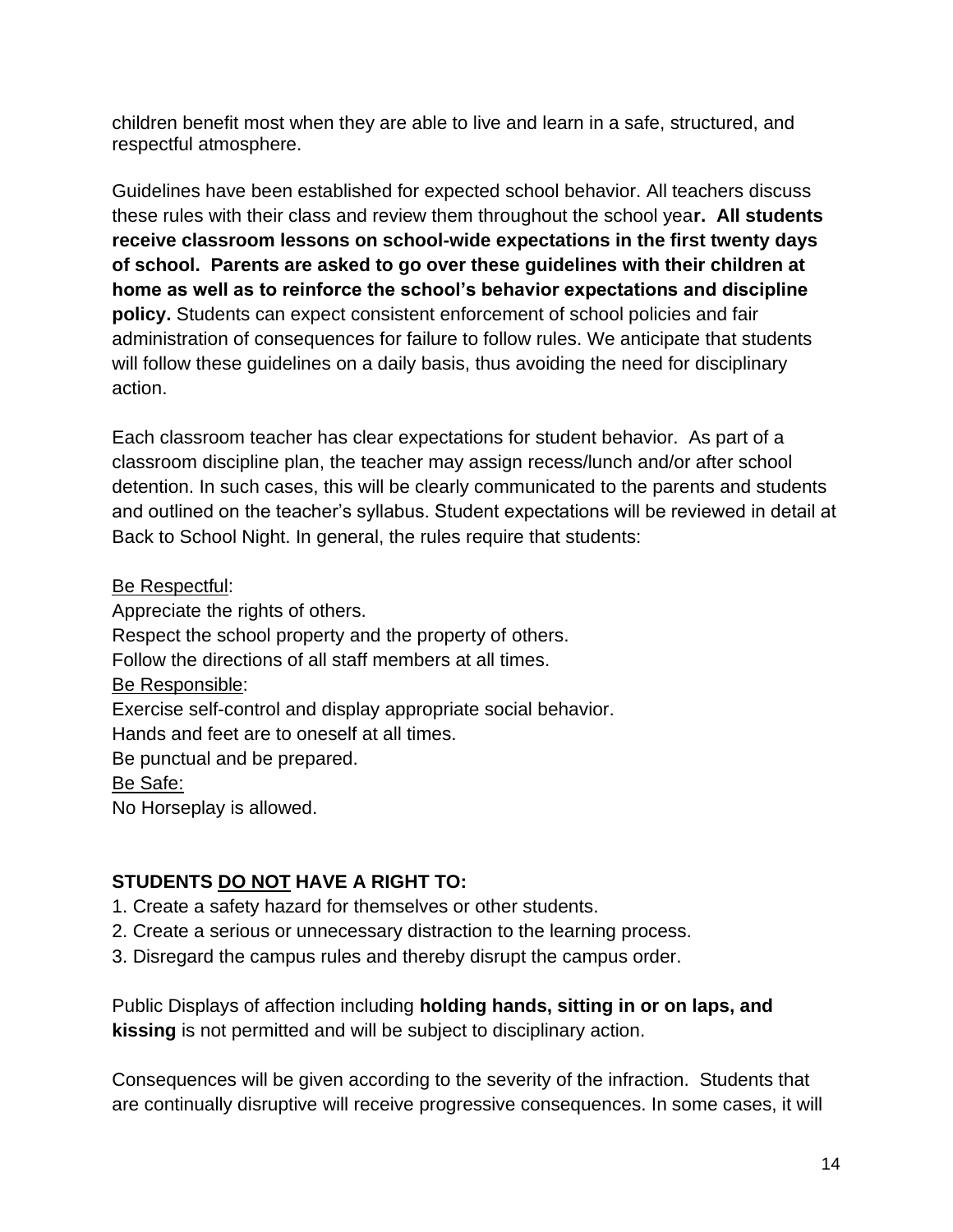children benefit most when they are able to live and learn in a safe, structured, and respectful atmosphere.

Guidelines have been established for expected school behavior. All teachers discuss these rules with their class and review them throughout the school yea**r. All students receive classroom lessons on school-wide expectations in the first twenty days of school. Parents are asked to go over these guidelines with their children at home as well as to reinforce the school's behavior expectations and discipline policy.** Students can expect consistent enforcement of school policies and fair administration of consequences for failure to follow rules. We anticipate that students will follow these guidelines on a daily basis, thus avoiding the need for disciplinary action.

Each classroom teacher has clear expectations for student behavior. As part of a classroom discipline plan, the teacher may assign recess/lunch and/or after school detention. In such cases, this will be clearly communicated to the parents and students and outlined on the teacher's syllabus. Student expectations will be reviewed in detail at Back to School Night. In general, the rules require that students:

<u>Be Respectful</u>:
Appreciate the rights of others.
Respect the school property and the property of others.
Follow the directions of all staff members at all times.
<u>Be Responsible</u>:
Exercise self-control and display appropriate social behavior.
Hands and feet are to oneself at all times.
Be punctual and be prepared.
<u>Be Safe:</u>
No Horseplay is allowed.

**STUDENTS <u>DO NOT</u> HAVE A RIGHT TO:**

1. Create a safety hazard for themselves or other students.
2. Create a serious or unnecessary distraction to the learning process.
3. Disregard the campus rules and thereby disrupt the campus order.

Public Displays of affection including **holding hands, sitting in or on laps, and kissing** is not permitted and will be subject to disciplinary action.

Consequences will be given according to the severity of the infraction. Students that are continually disruptive will receive progressive consequences. In some cases, it will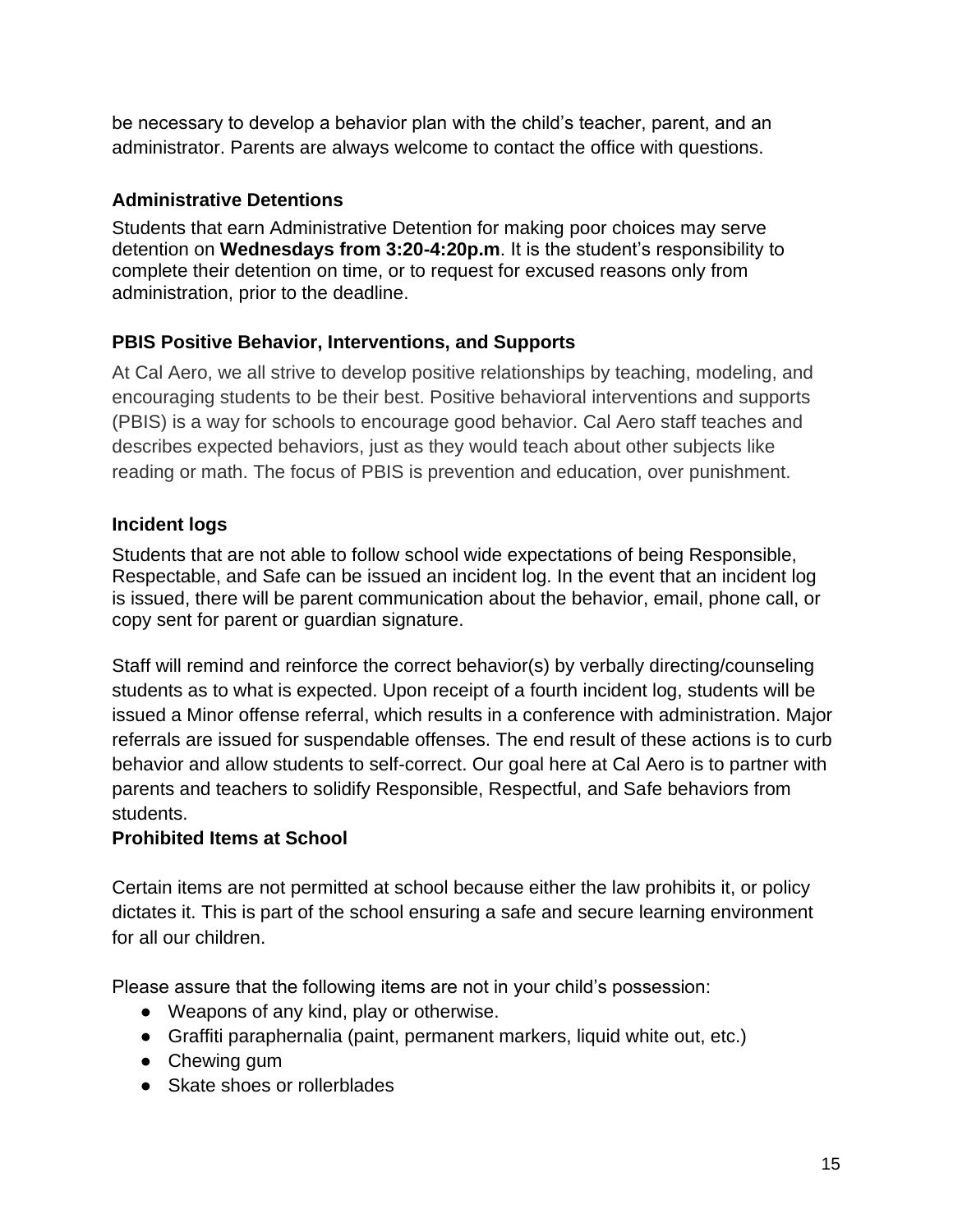be necessary to develop a behavior plan with the child's teacher, parent, and an administrator. Parents are always welcome to contact the office with questions.

### Administrative Detentions

Students that earn Administrative Detention for making poor choices may serve detention on **Wednesdays from 3:20-4:20p.m**. It is the student's responsibility to complete their detention on time, or to request for excused reasons only from administration, prior to the deadline.

### PBIS Positive Behavior, Interventions, and Supports

At Cal Aero, we all strive to develop positive relationships by teaching, modeling, and encouraging students to be their best. Positive behavioral interventions and supports (PBIS) is a way for schools to encourage good behavior. Cal Aero staff teaches and describes expected behaviors, just as they would teach about other subjects like reading or math. The focus of PBIS is prevention and education, over punishment.

### Incident logs

Students that are not able to follow school wide expectations of being Responsible, Respectable, and Safe can be issued an incident log. In the event that an incident log is issued, there will be parent communication about the behavior, email, phone call, or copy sent for parent or guardian signature.

Staff will remind and reinforce the correct behavior(s) by verbally directing/counseling students as to what is expected. Upon receipt of a fourth incident log, students will be issued a Minor offense referral, which results in a conference with administration. Major referrals are issued for suspendable offenses. The end result of these actions is to curb behavior and allow students to self-correct. Our goal here at Cal Aero is to partner with parents and teachers to solidify Responsible, Respectful, and Safe behaviors from students.

### Prohibited Items at School

Certain items are not permitted at school because either the law prohibits it, or policy dictates it. This is part of the school ensuring a safe and secure learning environment for all our children.

Please assure that the following items are not in your child's possession:

- Weapons of any kind, play or otherwise.
- Graffiti paraphernalia (paint, permanent markers, liquid white out, etc.)
- Chewing gum
- Skate shoes or rollerblades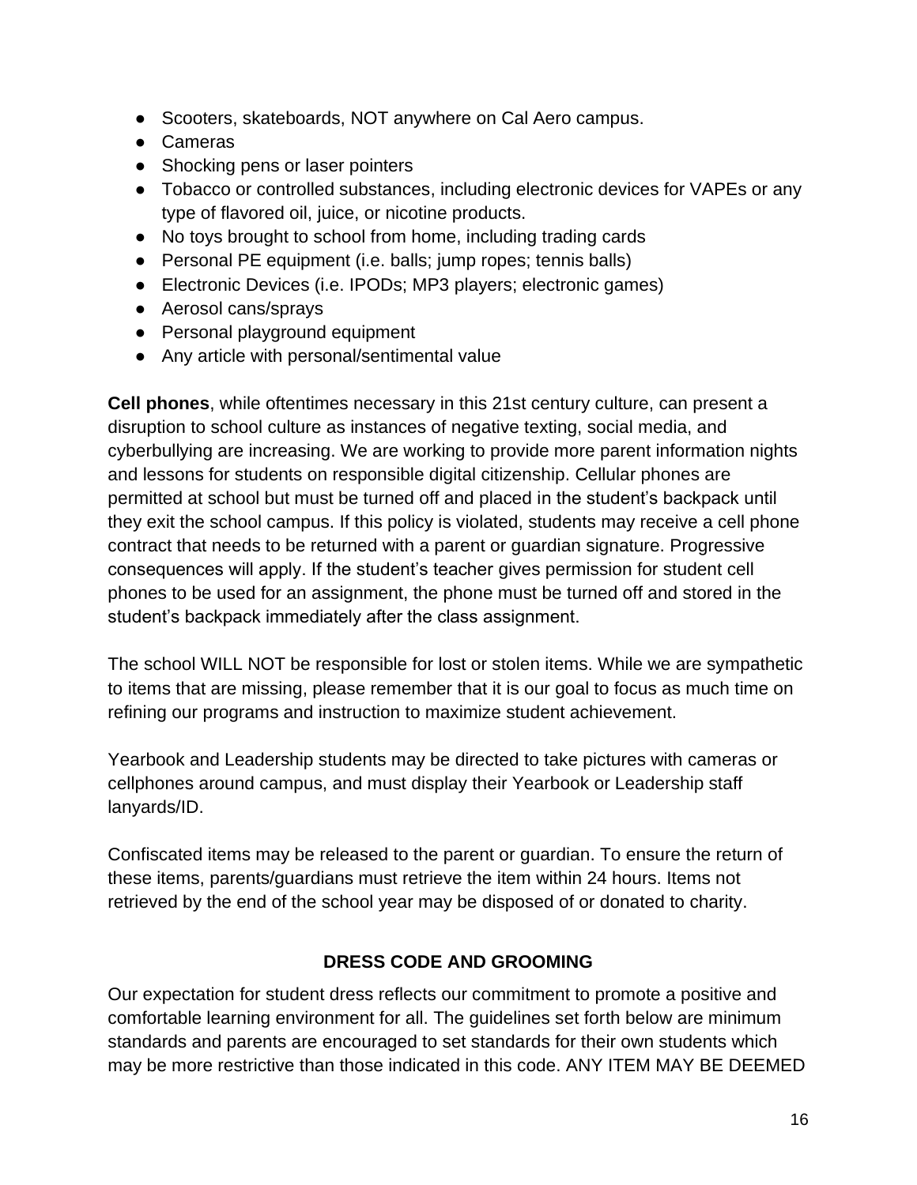- Scooters, skateboards, NOT anywhere on Cal Aero campus.
- Cameras
- Shocking pens or laser pointers
- Tobacco or controlled substances, including electronic devices for VAPEs or any type of flavored oil, juice, or nicotine products.
- No toys brought to school from home, including trading cards
- Personal PE equipment (i.e. balls; jump ropes; tennis balls)
- Electronic Devices (i.e. IPODs; MP3 players; electronic games)
- Aerosol cans/sprays
- Personal playground equipment
- Any article with personal/sentimental value

**Cell phones**, while oftentimes necessary in this 21st century culture, can present a disruption to school culture as instances of negative texting, social media, and cyberbullying are increasing. We are working to provide more parent information nights and lessons for students on responsible digital citizenship. Cellular phones are permitted at school but must be turned off and placed in the student's backpack until they exit the school campus. If this policy is violated, students may receive a cell phone contract that needs to be returned with a parent or guardian signature. Progressive consequences will apply. If the student's teacher gives permission for student cell phones to be used for an assignment, the phone must be turned off and stored in the student's backpack immediately after the class assignment.

The school WILL NOT be responsible for lost or stolen items. While we are sympathetic to items that are missing, please remember that it is our goal to focus as much time on refining our programs and instruction to maximize student achievement.

Yearbook and Leadership students may be directed to take pictures with cameras or cellphones around campus, and must display their Yearbook or Leadership staff lanyards/ID.

Confiscated items may be released to the parent or guardian. To ensure the return of these items, parents/guardians must retrieve the item within 24 hours. Items not retrieved by the end of the school year may be disposed of or donated to charity.

## DRESS CODE AND GROOMING

Our expectation for student dress reflects our commitment to promote a positive and comfortable learning environment for all. The guidelines set forth below are minimum standards and parents are encouraged to set standards for their own students which may be more restrictive than those indicated in this code. ANY ITEM MAY BE DEEMED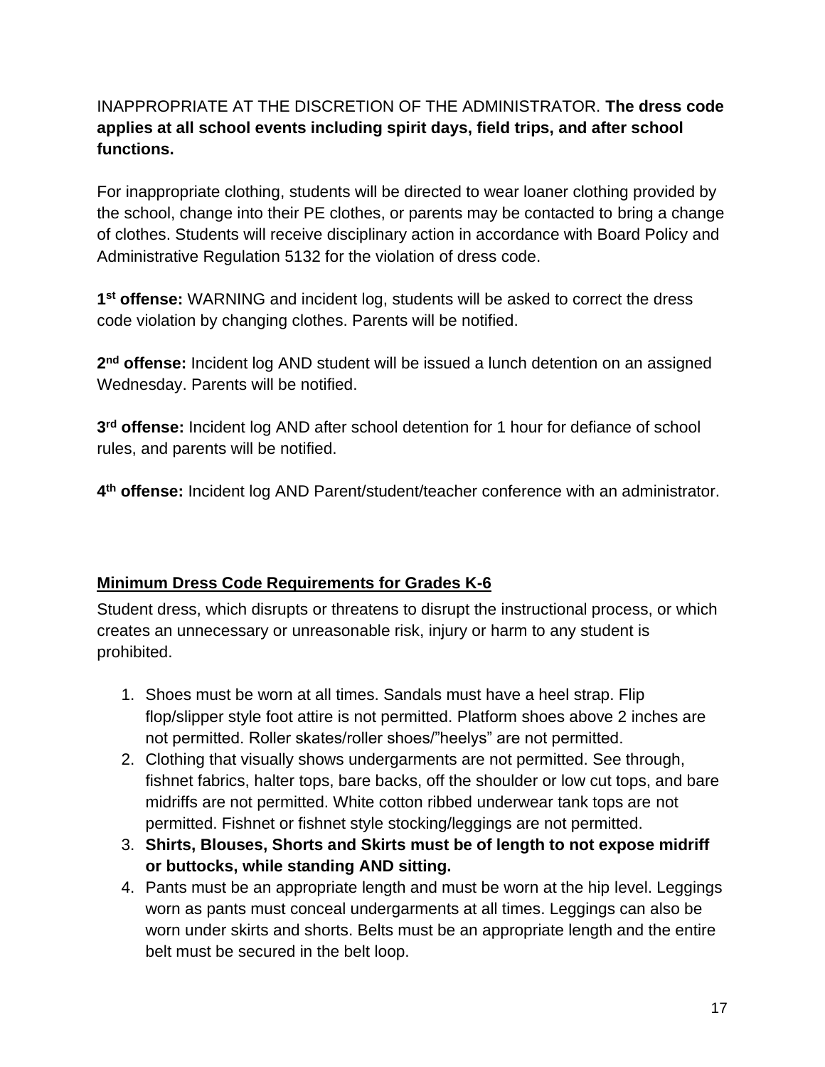INAPPROPRIATE AT THE DISCRETION OF THE ADMINISTRATOR. **The dress code applies at all school events including spirit days, field trips, and after school functions.**

For inappropriate clothing, students will be directed to wear loaner clothing provided by the school, change into their PE clothes, or parents may be contacted to bring a change of clothes. Students will receive disciplinary action in accordance with Board Policy and Administrative Regulation 5132 for the violation of dress code.

**1st offense:** WARNING and incident log, students will be asked to correct the dress code violation by changing clothes. Parents will be notified.

**2nd offense:** Incident log AND student will be issued a lunch detention on an assigned Wednesday. Parents will be notified.

**3rd offense:** Incident log AND after school detention for 1 hour for defiance of school rules, and parents will be notified.

**4th offense:** Incident log AND Parent/student/teacher conference with an administrator.

**Minimum Dress Code Requirements for Grades K-6**

Student dress, which disrupts or threatens to disrupt the instructional process, or which creates an unnecessary or unreasonable risk, injury or harm to any student is prohibited.

1. Shoes must be worn at all times. Sandals must have a heel strap. Flip flop/slipper style foot attire is not permitted. Platform shoes above 2 inches are not permitted. Roller skates/roller shoes/"heelys" are not permitted.
2. Clothing that visually shows undergarments are not permitted. See through, fishnet fabrics, halter tops, bare backs, off the shoulder or low cut tops, and bare midriffs are not permitted. White cotton ribbed underwear tank tops are not permitted. Fishnet or fishnet style stocking/leggings are not permitted.
3. **Shirts, Blouses, Shorts and Skirts must be of length to not expose midriff or buttocks, while standing AND sitting.**
4. Pants must be an appropriate length and must be worn at the hip level. Leggings worn as pants must conceal undergarments at all times. Leggings can also be worn under skirts and shorts. Belts must be an appropriate length and the entire belt must be secured in the belt loop.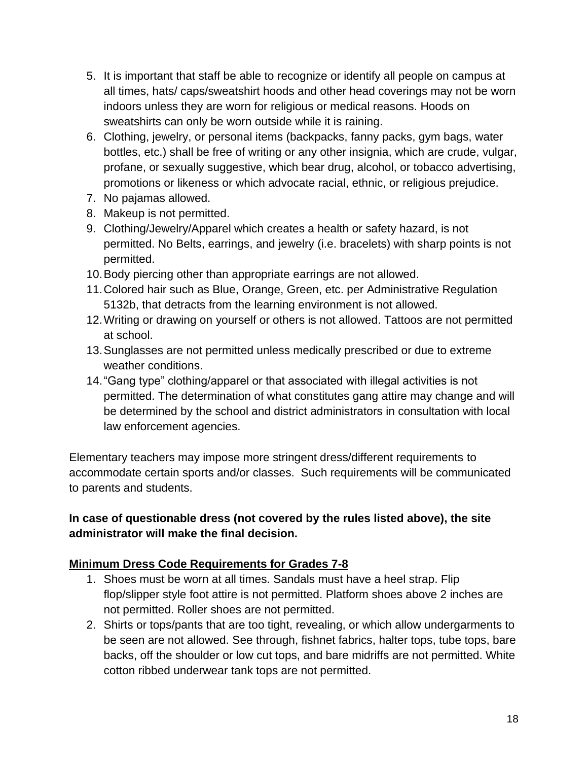5. It is important that staff be able to recognize or identify all people on campus at all times, hats/ caps/sweatshirt hoods and other head coverings may not be worn indoors unless they are worn for religious or medical reasons. Hoods on sweatshirts can only be worn outside while it is raining.
6. Clothing, jewelry, or personal items (backpacks, fanny packs, gym bags, water bottles, etc.) shall be free of writing or any other insignia, which are crude, vulgar, profane, or sexually suggestive, which bear drug, alcohol, or tobacco advertising, promotions or likeness or which advocate racial, ethnic, or religious prejudice.
7. No pajamas allowed.
8. Makeup is not permitted.
9. Clothing/Jewelry/Apparel which creates a health or safety hazard, is not permitted. No Belts, earrings, and jewelry (i.e. bracelets) with sharp points is not permitted.
10. Body piercing other than appropriate earrings are not allowed.
11. Colored hair such as Blue, Orange, Green, etc. per Administrative Regulation 5132b, that detracts from the learning environment is not allowed.
12. Writing or drawing on yourself or others is not allowed. Tattoos are not permitted at school.
13. Sunglasses are not permitted unless medically prescribed or due to extreme weather conditions.
14. "Gang type" clothing/apparel or that associated with illegal activities is not permitted. The determination of what constitutes gang attire may change and will be determined by the school and district administrators in consultation with local law enforcement agencies.

Elementary teachers may impose more stringent dress/different requirements to accommodate certain sports and/or classes. Such requirements will be communicated to parents and students.

**In case of questionable dress (not covered by the rules listed above), the site administrator will make the final decision.**

**<u>Minimum Dress Code Requirements for Grades 7-8</u>**

1. Shoes must be worn at all times. Sandals must have a heel strap. Flip flop/slipper style foot attire is not permitted. Platform shoes above 2 inches are not permitted. Roller shoes are not permitted.
2. Shirts or tops/pants that are too tight, revealing, or which allow undergarments to be seen are not allowed. See through, fishnet fabrics, halter tops, tube tops, bare backs, off the shoulder or low cut tops, and bare midriffs are not permitted. White cotton ribbed underwear tank tops are not permitted.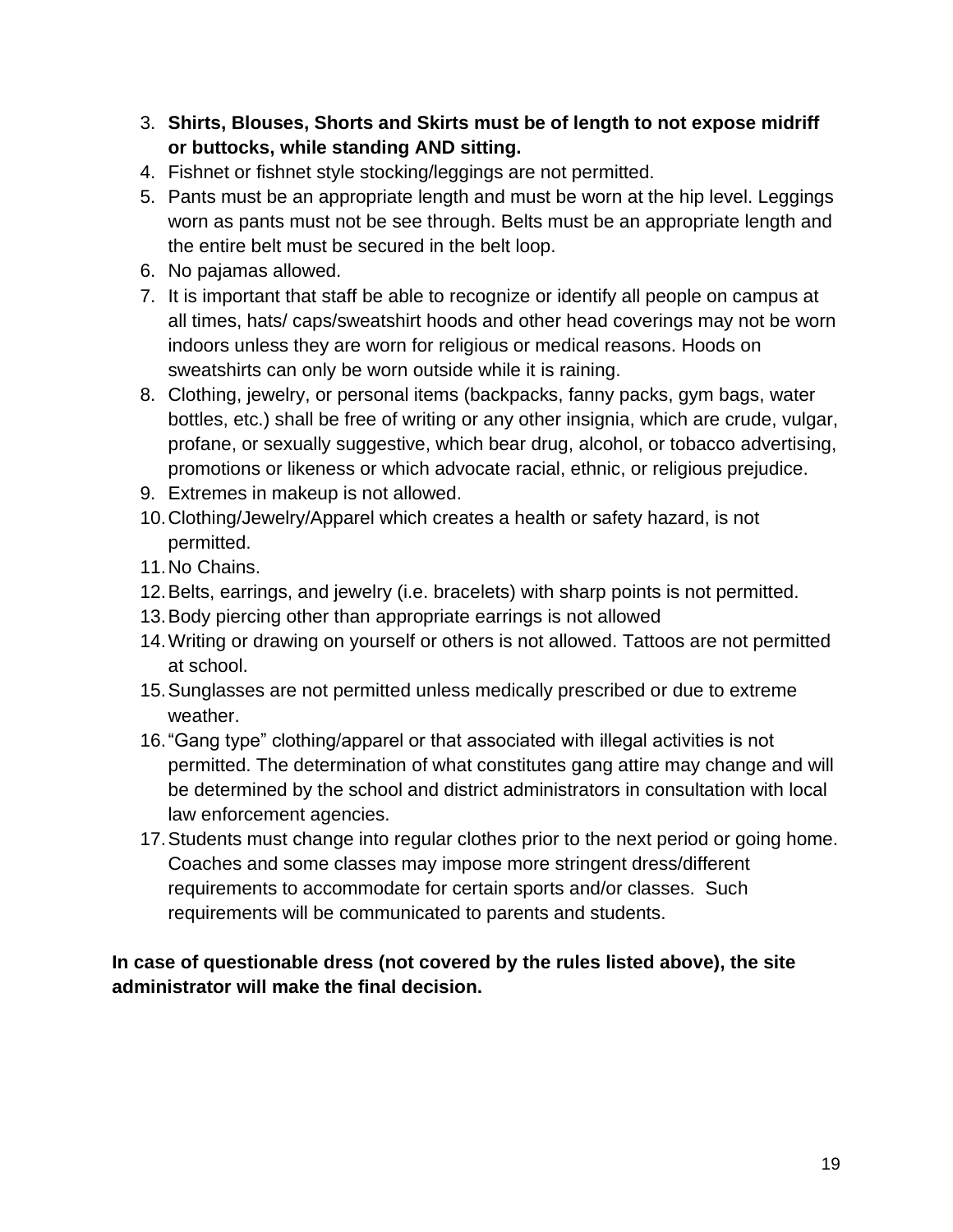3. **Shirts, Blouses, Shorts and Skirts must be of length to not expose midriff or buttocks, while standing AND sitting.**
4. Fishnet or fishnet style stocking/leggings are not permitted.
5. Pants must be an appropriate length and must be worn at the hip level. Leggings worn as pants must not be see through. Belts must be an appropriate length and the entire belt must be secured in the belt loop.
6. No pajamas allowed.
7. It is important that staff be able to recognize or identify all people on campus at all times, hats/ caps/sweatshirt hoods and other head coverings may not be worn indoors unless they are worn for religious or medical reasons. Hoods on sweatshirts can only be worn outside while it is raining.
8. Clothing, jewelry, or personal items (backpacks, fanny packs, gym bags, water bottles, etc.) shall be free of writing or any other insignia, which are crude, vulgar, profane, or sexually suggestive, which bear drug, alcohol, or tobacco advertising, promotions or likeness or which advocate racial, ethnic, or religious prejudice.
9. Extremes in makeup is not allowed.
10. Clothing/Jewelry/Apparel which creates a health or safety hazard, is not permitted.
11. No Chains.
12. Belts, earrings, and jewelry (i.e. bracelets) with sharp points is not permitted.
13. Body piercing other than appropriate earrings is not allowed
14. Writing or drawing on yourself or others is not allowed. Tattoos are not permitted at school.
15. Sunglasses are not permitted unless medically prescribed or due to extreme weather.
16. "Gang type" clothing/apparel or that associated with illegal activities is not permitted. The determination of what constitutes gang attire may change and will be determined by the school and district administrators in consultation with local law enforcement agencies.
17. Students must change into regular clothes prior to the next period or going home. Coaches and some classes may impose more stringent dress/different requirements to accommodate for certain sports and/or classes. Such requirements will be communicated to parents and students.

**In case of questionable dress (not covered by the rules listed above), the site administrator will make the final decision.**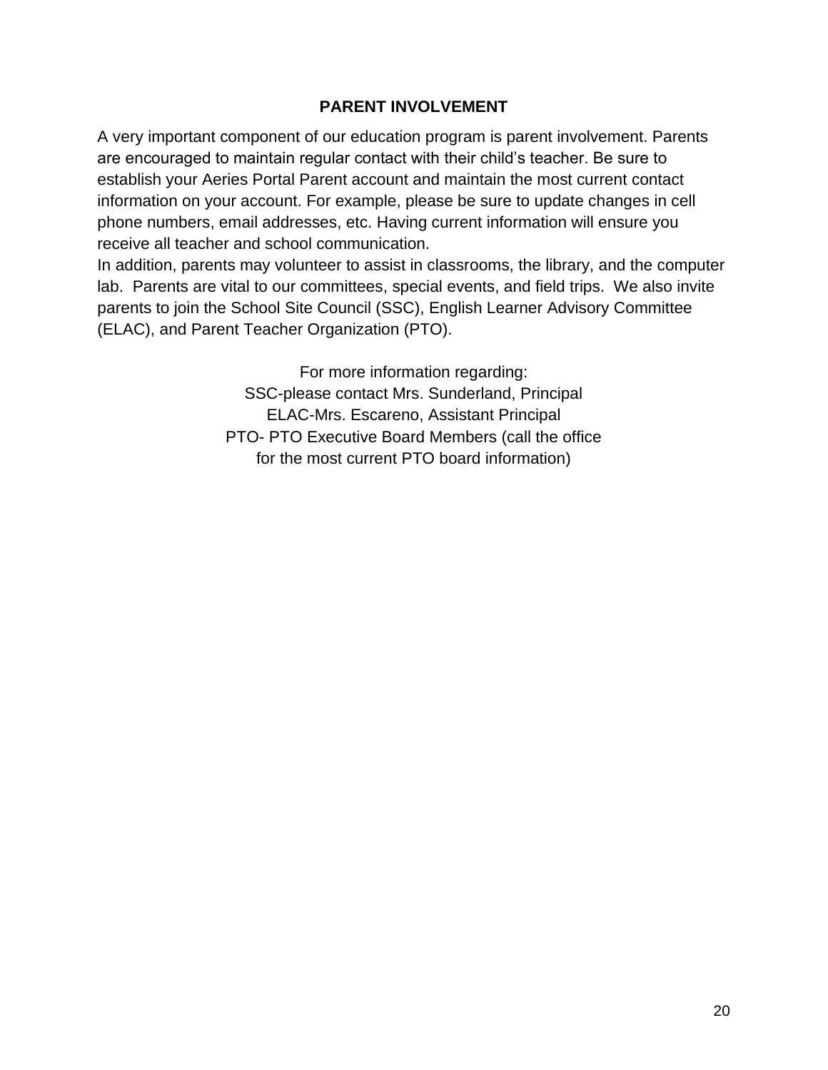## PARENT INVOLVEMENT

A very important component of our education program is parent involvement. Parents are encouraged to maintain regular contact with their child's teacher. Be sure to establish your Aeries Portal Parent account and maintain the most current contact information on your account. For example, please be sure to update changes in cell phone numbers, email addresses, etc. Having current information will ensure you receive all teacher and school communication.

In addition, parents may volunteer to assist in classrooms, the library, and the computer lab. Parents are vital to our committees, special events, and field trips. We also invite parents to join the School Site Council (SSC), English Learner Advisory Committee (ELAC), and Parent Teacher Organization (PTO).

For more information regarding:
SSC-please contact Mrs. Sunderland, Principal
ELAC-Mrs. Escareno, Assistant Principal
PTO- PTO Executive Board Members (call the office for the most current PTO board information)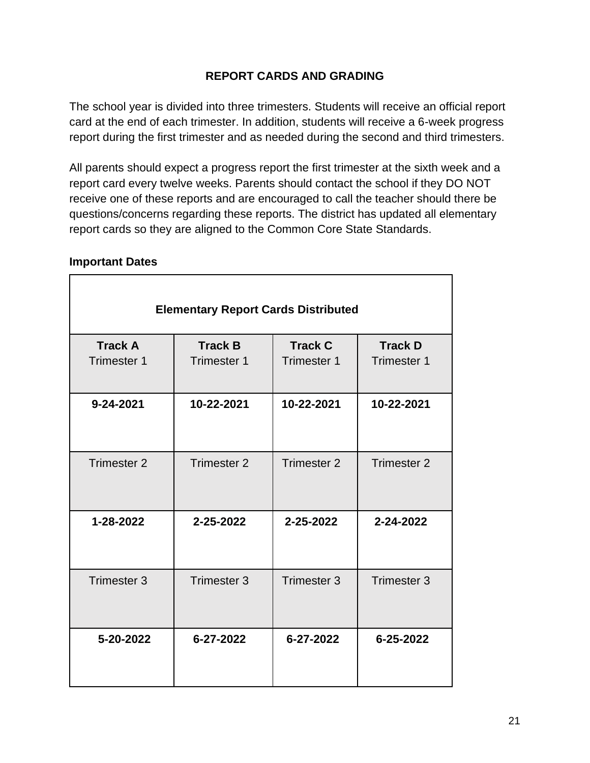## REPORT CARDS AND GRADING

The school year is divided into three trimesters. Students will receive an official report card at the end of each trimester. In addition, students will receive a 6-week progress report during the first trimester and as needed during the second and third trimesters.

All parents should expect a progress report the first trimester at the sixth week and a report card every twelve weeks. Parents should contact the school if they DO NOT receive one of these reports and are encouraged to call the teacher should there be questions/concerns regarding these reports. The district has updated all elementary report cards so they are aligned to the Common Core State Standards.

**Important Dates**

| **Elementary Report Cards Distributed** | | | |
|---|---|---|---|
| **Track A** Trimester 1 | **Track B** Trimester 1 | **Track C** Trimester 1 | **Track D** Trimester 1 |
| **9-24-2021** | **10-22-2021** | **10-22-2021** | **10-22-2021** |
| Trimester 2 | Trimester 2 | Trimester 2 | Trimester 2 |
| **1-28-2022** | **2-25-2022** | **2-25-2022** | **2-24-2022** |
| Trimester 3 | Trimester 3 | Trimester 3 | Trimester 3 |
| **5-20-2022** | **6-27-2022** | **6-27-2022** | **6-25-2022** |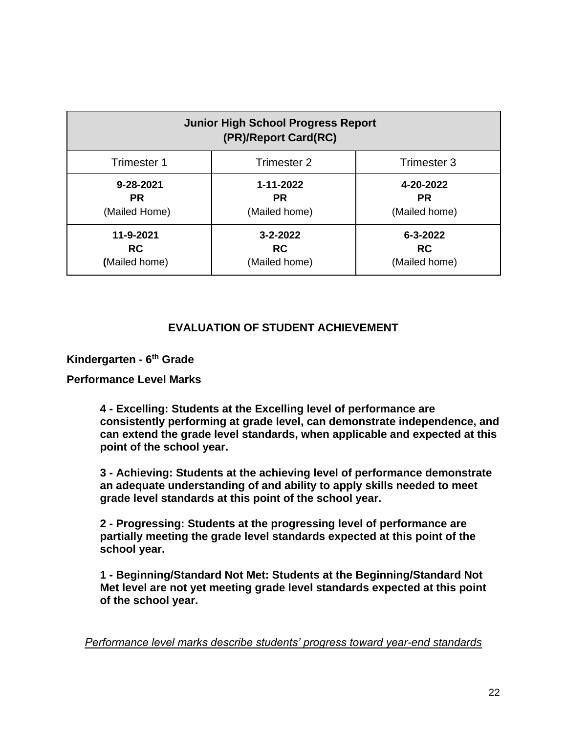| Junior High School Progress Report (PR)/Report Card(RC) | | |
|---|---|---|
| Trimester 1 | Trimester 2 | Trimester 3 |
| **9-28-2021**<br>**PR**<br>(Mailed Home) | **1-11-2022**<br>**PR**<br>(Mailed home) | **4-20-2022**<br>**PR**<br>(Mailed home) |
| **11-9-2021**<br>**RC**<br>**(**Mailed home) | **3-2-2022**<br>**RC**<br>(Mailed home) | **6-3-2022**<br>**RC**<br>(Mailed home) |

## EVALUATION OF STUDENT ACHIEVEMENT

**Kindergarten - 6th Grade**

**Performance Level Marks**

**4 - Excelling: Students at the Excelling level of performance are consistently performing at grade level, can demonstrate independence, and can extend the grade level standards, when applicable and expected at this point of the school year.**

**3 - Achieving: Students at the achieving level of performance demonstrate an adequate understanding of and ability to apply skills needed to meet grade level standards at this point of the school year.**

**2 - Progressing: Students at the progressing level of performance are partially meeting the grade level standards expected at this point of the school year.**

**1 - Beginning/Standard Not Met: Students at the Beginning/Standard Not Met level are not yet meeting grade level standards expected at this point of the school year.**

*Performance level marks describe students' progress toward year-end standards*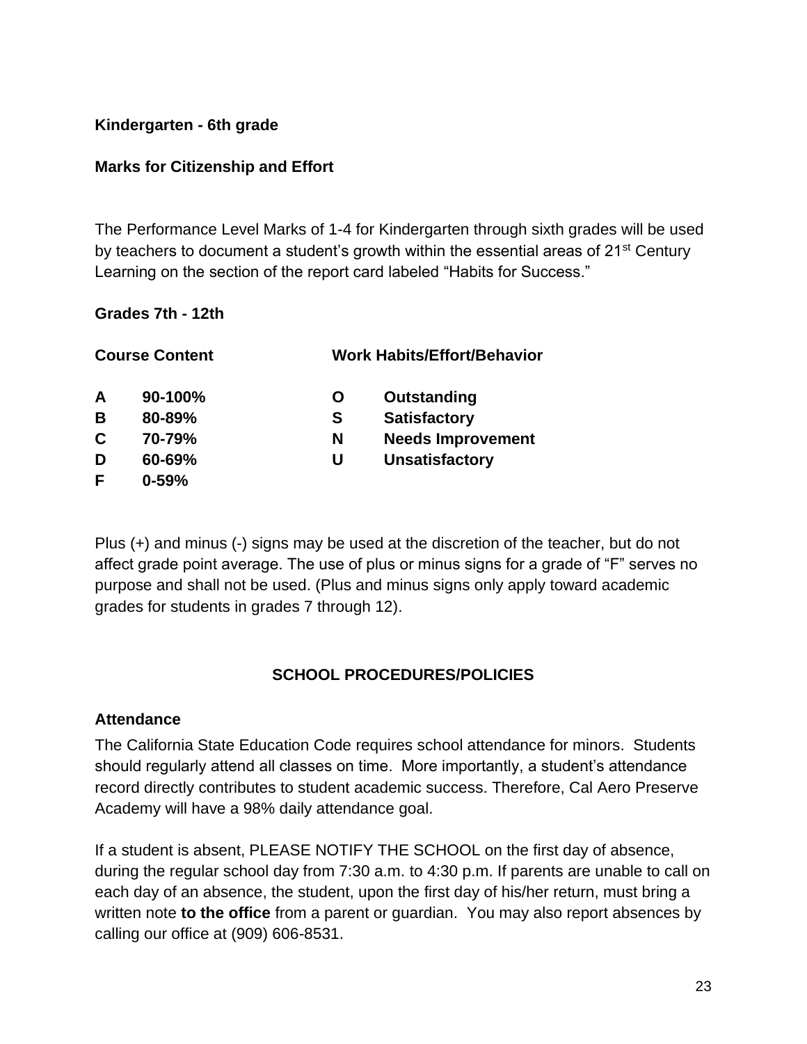**Kindergarten - 6th grade**

**Marks for Citizenship and Effort**

The Performance Level Marks of 1-4 for Kindergarten through sixth grades will be used by teachers to document a student's growth within the essential areas of 21st Century Learning on the section of the report card labeled "Habits for Success."

**Grades 7th - 12th**

| Course Content | | Work Habits/Effort/Behavior | |
|---|---|---|---|
| **A** | **90-100%** | **O** | **Outstanding** |
| **B** | **80-89%** | **S** | **Satisfactory** |
| **C** | **70-79%** | **N** | **Needs Improvement** |
| **D** | **60-69%** | **U** | **Unsatisfactory** |
| **F** | **0-59%** | | |

Plus (+) and minus (-) signs may be used at the discretion of the teacher, but do not affect grade point average. The use of plus or minus signs for a grade of "F" serves no purpose and shall not be used. (Plus and minus signs only apply toward academic grades for students in grades 7 through 12).

## SCHOOL PROCEDURES/POLICIES

### Attendance

The California State Education Code requires school attendance for minors. Students should regularly attend all classes on time. More importantly, a student's attendance record directly contributes to student academic success. Therefore, Cal Aero Preserve Academy will have a 98% daily attendance goal.

If a student is absent, PLEASE NOTIFY THE SCHOOL on the first day of absence, during the regular school day from 7:30 a.m. to 4:30 p.m. If parents are unable to call on each day of an absence, the student, upon the first day of his/her return, must bring a written note **to the office** from a parent or guardian. You may also report absences by calling our office at (909) 606-8531.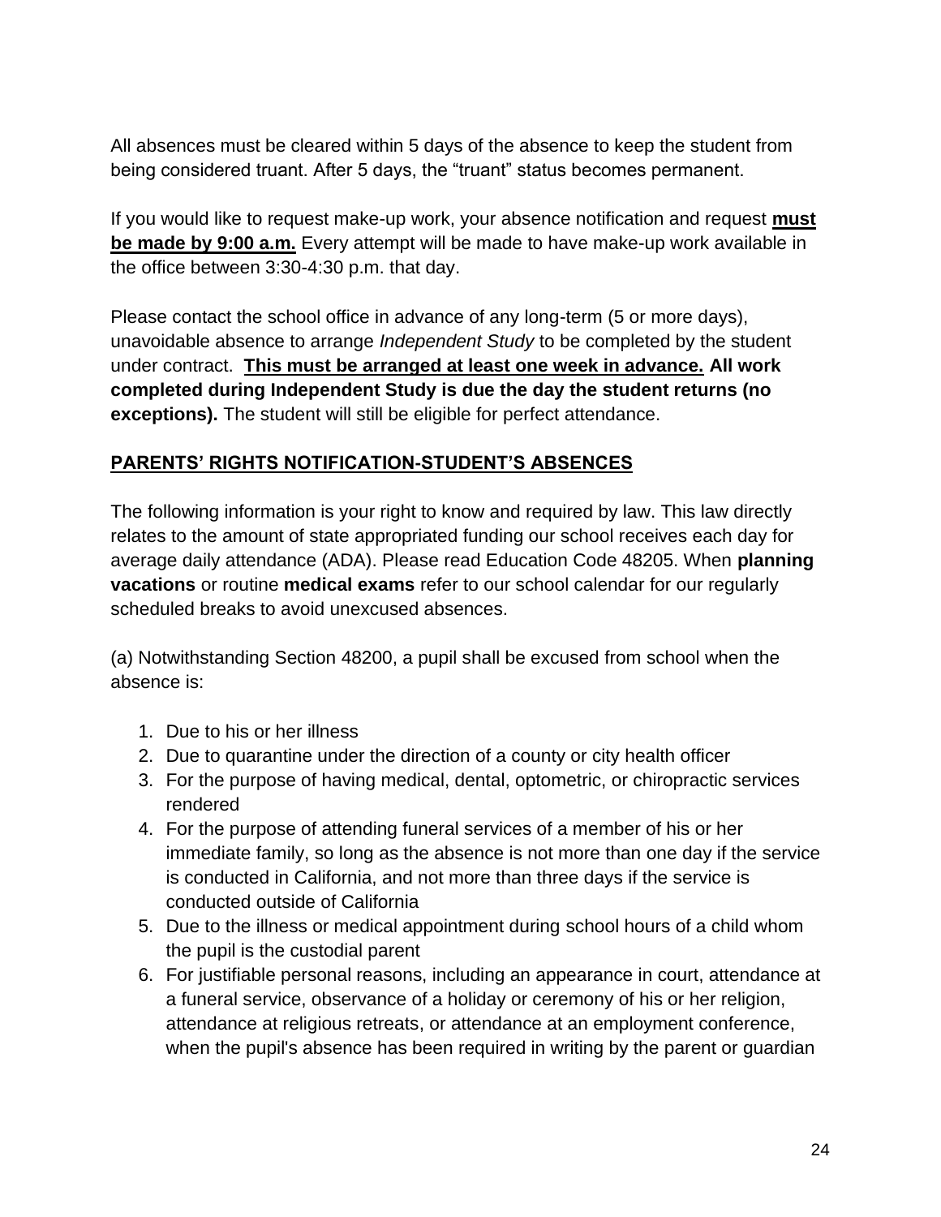All absences must be cleared within 5 days of the absence to keep the student from being considered truant. After 5 days, the "truant" status becomes permanent.

If you would like to request make-up work, your absence notification and request **must be made by 9:00 a.m.** Every attempt will be made to have make-up work available in the office between 3:30-4:30 p.m. that day.

Please contact the school office in advance of any long-term (5 or more days), unavoidable absence to arrange *Independent Study* to be completed by the student under contract. **This must be arranged at least one week in advance. All work completed during Independent Study is due the day the student returns (no exceptions).** The student will still be eligible for perfect attendance.

## PARENTS' RIGHTS NOTIFICATION-STUDENT'S ABSENCES

The following information is your right to know and required by law. This law directly relates to the amount of state appropriated funding our school receives each day for average daily attendance (ADA). Please read Education Code 48205. When **planning vacations** or routine **medical exams** refer to our school calendar for our regularly scheduled breaks to avoid unexcused absences.

(a) Notwithstanding Section 48200, a pupil shall be excused from school when the absence is:

1. Due to his or her illness
2. Due to quarantine under the direction of a county or city health officer
3. For the purpose of having medical, dental, optometric, or chiropractic services rendered
4. For the purpose of attending funeral services of a member of his or her immediate family, so long as the absence is not more than one day if the service is conducted in California, and not more than three days if the service is conducted outside of California
5. Due to the illness or medical appointment during school hours of a child whom the pupil is the custodial parent
6. For justifiable personal reasons, including an appearance in court, attendance at a funeral service, observance of a holiday or ceremony of his or her religion, attendance at religious retreats, or attendance at an employment conference, when the pupil's absence has been required in writing by the parent or guardian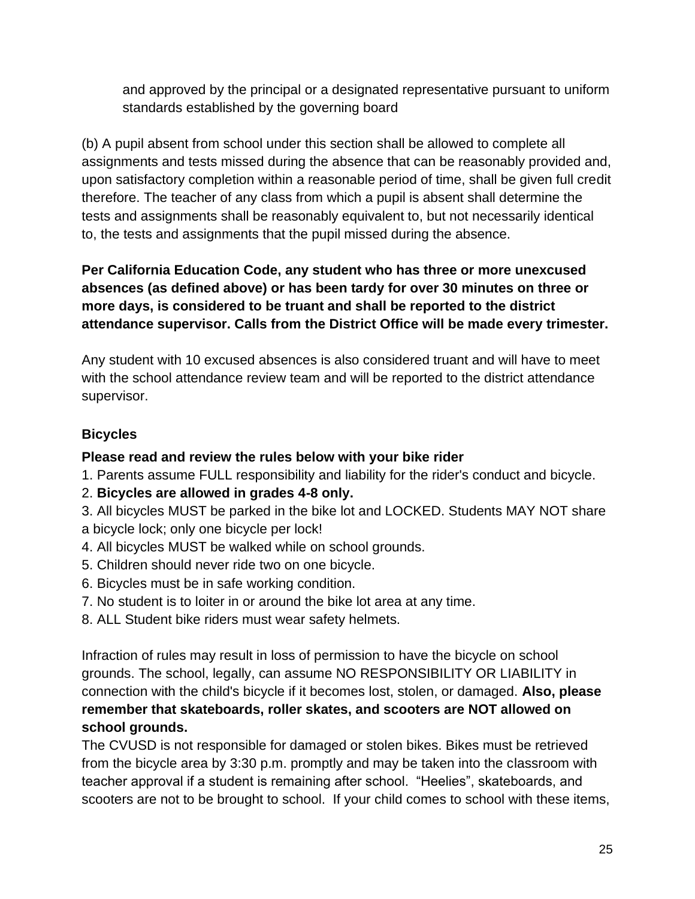and approved by the principal or a designated representative pursuant to uniform standards established by the governing board

(b) A pupil absent from school under this section shall be allowed to complete all assignments and tests missed during the absence that can be reasonably provided and, upon satisfactory completion within a reasonable period of time, shall be given full credit therefore. The teacher of any class from which a pupil is absent shall determine the tests and assignments shall be reasonably equivalent to, but not necessarily identical to, the tests and assignments that the pupil missed during the absence.

**Per California Education Code, any student who has three or more unexcused absences (as defined above) or has been tardy for over 30 minutes on three or more days, is considered to be truant and shall be reported to the district attendance supervisor. Calls from the District Office will be made every trimester.**

Any student with 10 excused absences is also considered truant and will have to meet with the school attendance review team and will be reported to the district attendance supervisor.

### Bicycles

**Please read and review the rules below with your bike rider**

1. Parents assume FULL responsibility and liability for the rider's conduct and bicycle.
2. **Bicycles are allowed in grades 4-8 only.**
3. All bicycles MUST be parked in the bike lot and LOCKED. Students MAY NOT share a bicycle lock; only one bicycle per lock!
4. All bicycles MUST be walked while on school grounds.
5. Children should never ride two on one bicycle.
6. Bicycles must be in safe working condition.
7. No student is to loiter in or around the bike lot area at any time.
8. ALL Student bike riders must wear safety helmets.

Infraction of rules may result in loss of permission to have the bicycle on school grounds. The school, legally, can assume NO RESPONSIBILITY OR LIABILITY in connection with the child's bicycle if it becomes lost, stolen, or damaged. **Also, please remember that skateboards, roller skates, and scooters are NOT allowed on school grounds.**

The CVUSD is not responsible for damaged or stolen bikes. Bikes must be retrieved from the bicycle area by 3:30 p.m. promptly and may be taken into the classroom with teacher approval if a student is remaining after school. "Heelies", skateboards, and scooters are not to be brought to school. If your child comes to school with these items,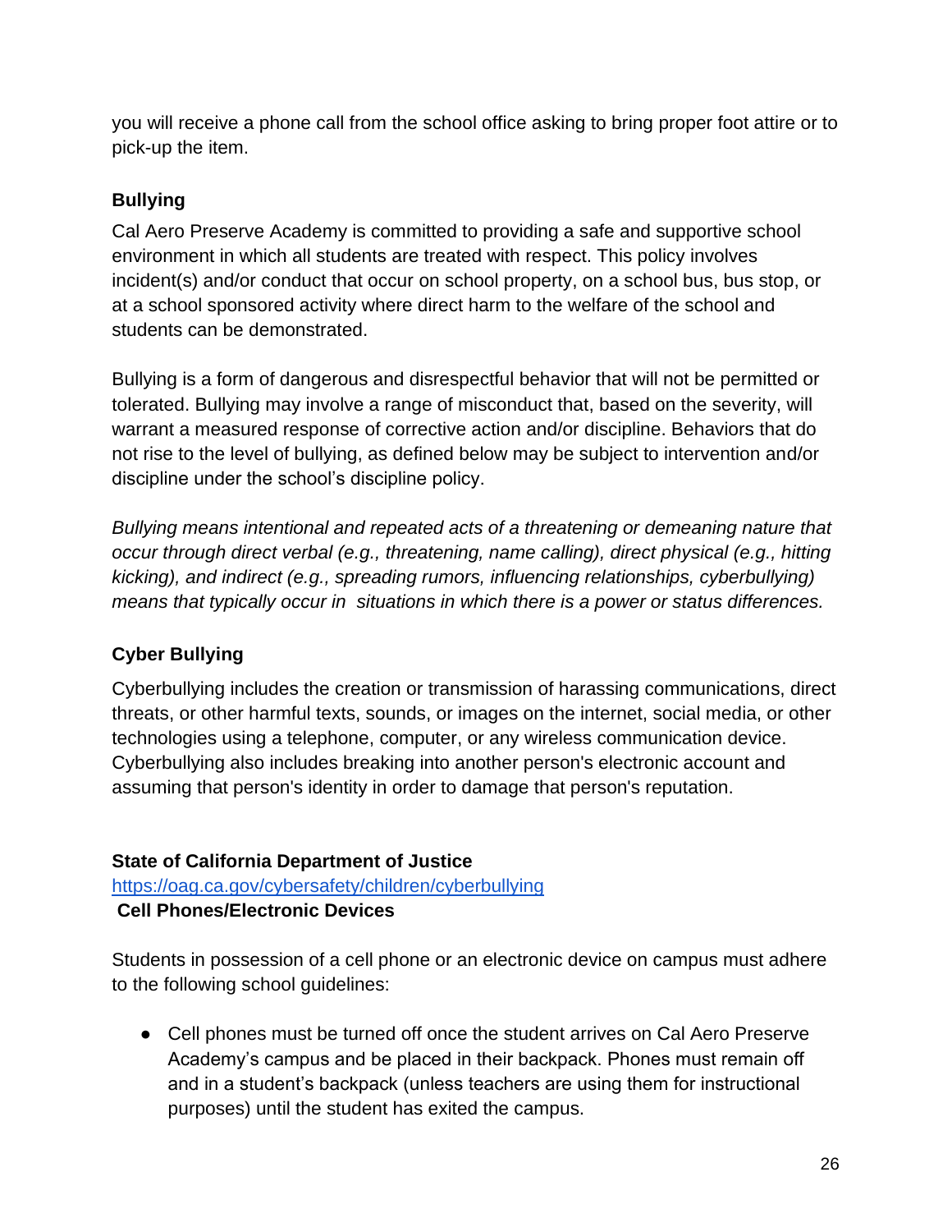you will receive a phone call from the school office asking to bring proper foot attire or to pick-up the item.

**Bullying**

Cal Aero Preserve Academy is committed to providing a safe and supportive school environment in which all students are treated with respect. This policy involves incident(s) and/or conduct that occur on school property, on a school bus, bus stop, or at a school sponsored activity where direct harm to the welfare of the school and students can be demonstrated.

Bullying is a form of dangerous and disrespectful behavior that will not be permitted or tolerated. Bullying may involve a range of misconduct that, based on the severity, will warrant a measured response of corrective action and/or discipline. Behaviors that do not rise to the level of bullying, as defined below may be subject to intervention and/or discipline under the school's discipline policy.

*Bullying means intentional and repeated acts of a threatening or demeaning nature that occur through direct verbal (e.g., threatening, name calling), direct physical (e.g., hitting kicking), and indirect (e.g., spreading rumors, influencing relationships, cyberbullying) means that typically occur in situations in which there is a power or status differences.*

**Cyber Bullying**

Cyberbullying includes the creation or transmission of harassing communications, direct threats, or other harmful texts, sounds, or images on the internet, social media, or other technologies using a telephone, computer, or any wireless communication device. Cyberbullying also includes breaking into another person's electronic account and assuming that person's identity in order to damage that person's reputation.

**State of California Department of Justice**
https://oag.ca.gov/cybersafety/children/cyberbullying

**Cell Phones/Electronic Devices**

Students in possession of a cell phone or an electronic device on campus must adhere to the following school guidelines:

- Cell phones must be turned off once the student arrives on Cal Aero Preserve Academy's campus and be placed in their backpack. Phones must remain off and in a student's backpack (unless teachers are using them for instructional purposes) until the student has exited the campus.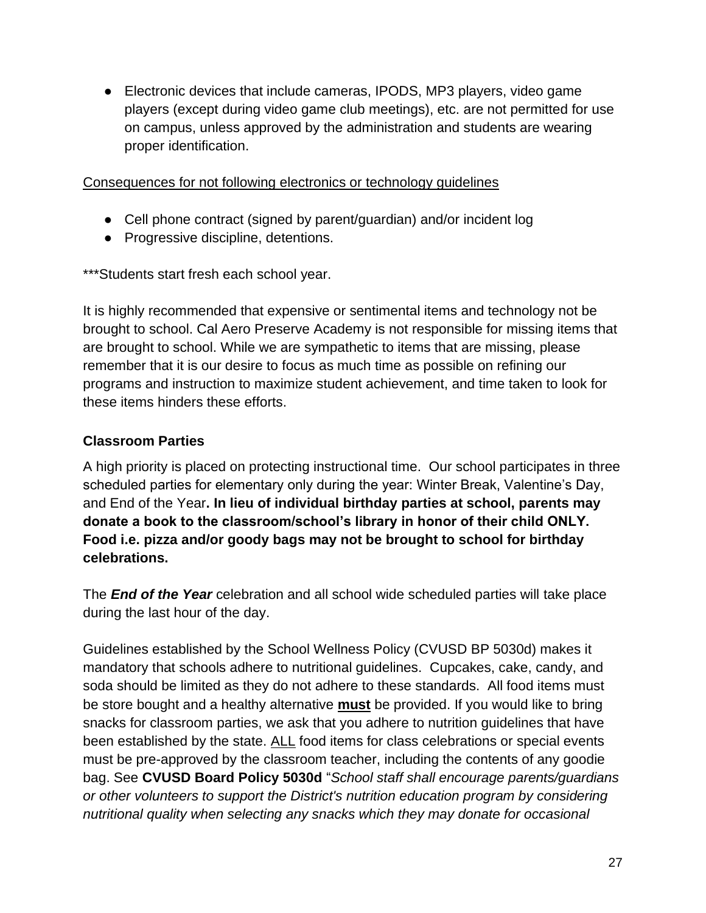- Electronic devices that include cameras, IPODS, MP3 players, video game players (except during video game club meetings), etc. are not permitted for use on campus, unless approved by the administration and students are wearing proper identification.

<u>Consequences for not following electronics or technology guidelines</u>

- Cell phone contract (signed by parent/guardian) and/or incident log
- Progressive discipline, detentions.

***Students start fresh each school year.

It is highly recommended that expensive or sentimental items and technology not be brought to school. Cal Aero Preserve Academy is not responsible for missing items that are brought to school. While we are sympathetic to items that are missing, please remember that it is our desire to focus as much time as possible on refining our programs and instruction to maximize student achievement, and time taken to look for these items hinders these efforts.

### Classroom Parties

A high priority is placed on protecting instructional time. Our school participates in three scheduled parties for elementary only during the year: Winter Break, Valentine's Day, and End of the Year**. In lieu of individual birthday parties at school, parents may donate a book to the classroom/school's library in honor of their child ONLY. Food i.e. pizza and/or goody bags may not be brought to school for birthday celebrations.**

The ***End of the Year*** celebration and all school wide scheduled parties will take place during the last hour of the day.

Guidelines established by the School Wellness Policy (CVUSD BP 5030d) makes it mandatory that schools adhere to nutritional guidelines. Cupcakes, cake, candy, and soda should be limited as they do not adhere to these standards. All food items must be store bought and a healthy alternative <u>**must**</u> be provided. If you would like to bring snacks for classroom parties, we ask that you adhere to nutrition guidelines that have been established by the state. <u>ALL</u> food items for class celebrations or special events must be pre-approved by the classroom teacher, including the contents of any goodie bag. See **CVUSD Board Policy 5030d** "*School staff shall encourage parents/guardians or other volunteers to support the District's nutrition education program by considering nutritional quality when selecting any snacks which they may donate for occasional*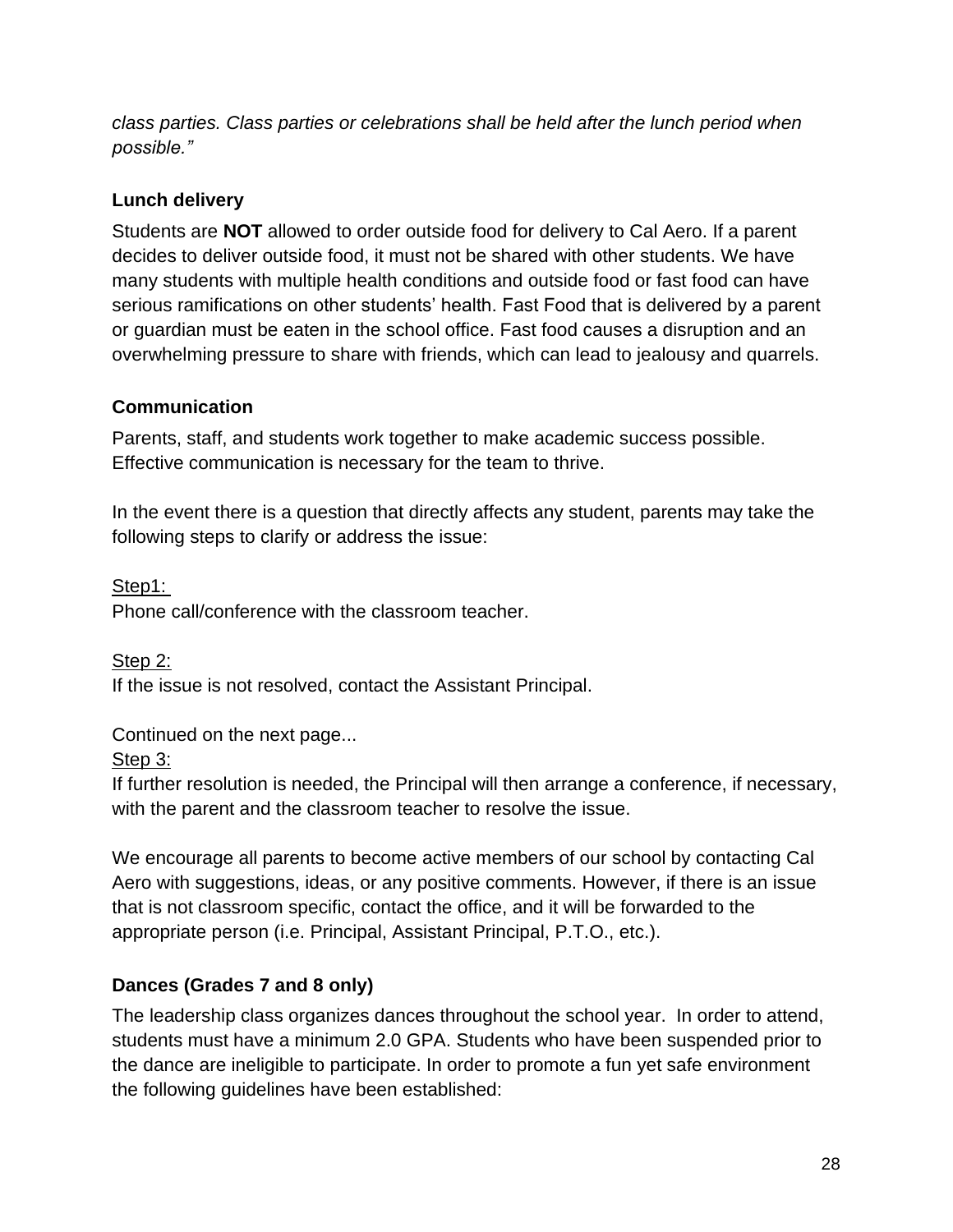*class parties. Class parties or celebrations shall be held after the lunch period when possible."*

### Lunch delivery

Students are **NOT** allowed to order outside food for delivery to Cal Aero. If a parent decides to deliver outside food, it must not be shared with other students. We have many students with multiple health conditions and outside food or fast food can have serious ramifications on other students' health. Fast Food that is delivered by a parent or guardian must be eaten in the school office. Fast food causes a disruption and an overwhelming pressure to share with friends, which can lead to jealousy and quarrels.

### Communication

Parents, staff, and students work together to make academic success possible. Effective communication is necessary for the team to thrive.

In the event there is a question that directly affects any student, parents may take the following steps to clarify or address the issue:

<u>Step1:</u>
Phone call/conference with the classroom teacher.

<u>Step 2:</u>
If the issue is not resolved, contact the Assistant Principal.

Continued on the next page...
<u>Step 3:</u>
If further resolution is needed, the Principal will then arrange a conference, if necessary, with the parent and the classroom teacher to resolve the issue.

We encourage all parents to become active members of our school by contacting Cal Aero with suggestions, ideas, or any positive comments. However, if there is an issue that is not classroom specific, contact the office, and it will be forwarded to the appropriate person (i.e. Principal, Assistant Principal, P.T.O., etc.).

### Dances (Grades 7 and 8 only)

The leadership class organizes dances throughout the school year. In order to attend, students must have a minimum 2.0 GPA. Students who have been suspended prior to the dance are ineligible to participate. In order to promote a fun yet safe environment the following guidelines have been established: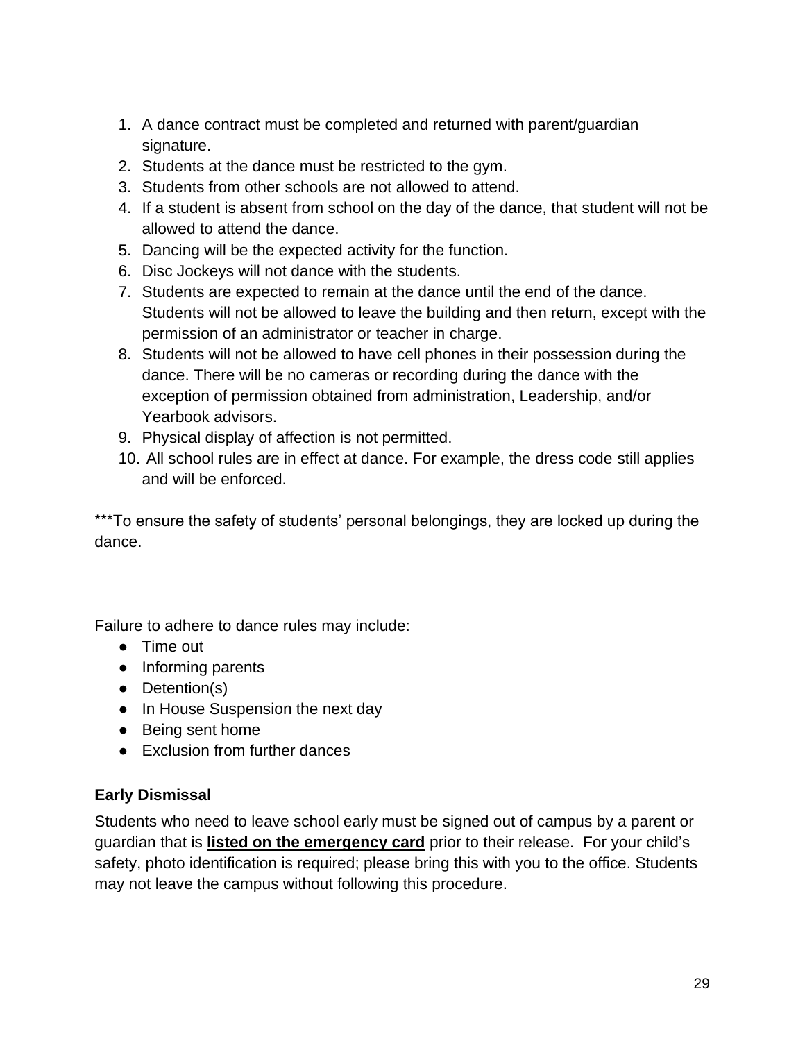1. A dance contract must be completed and returned with parent/guardian signature.
2. Students at the dance must be restricted to the gym.
3. Students from other schools are not allowed to attend.
4. If a student is absent from school on the day of the dance, that student will not be allowed to attend the dance.
5. Dancing will be the expected activity for the function.
6. Disc Jockeys will not dance with the students.
7. Students are expected to remain at the dance until the end of the dance. Students will not be allowed to leave the building and then return, except with the permission of an administrator or teacher in charge.
8. Students will not be allowed to have cell phones in their possession during the dance. There will be no cameras or recording during the dance with the exception of permission obtained from administration, Leadership, and/or Yearbook advisors.
9. Physical display of affection is not permitted.
10. All school rules are in effect at dance. For example, the dress code still applies and will be enforced.

***To ensure the safety of students' personal belongings, they are locked up during the dance.

Failure to adhere to dance rules may include:

- Time out
- Informing parents
- Detention(s)
- In House Suspension the next day
- Being sent home
- Exclusion from further dances

### Early Dismissal

Students who need to leave school early must be signed out of campus by a parent or guardian that is **listed on the emergency card** prior to their release. For your child's safety, photo identification is required; please bring this with you to the office. Students may not leave the campus without following this procedure.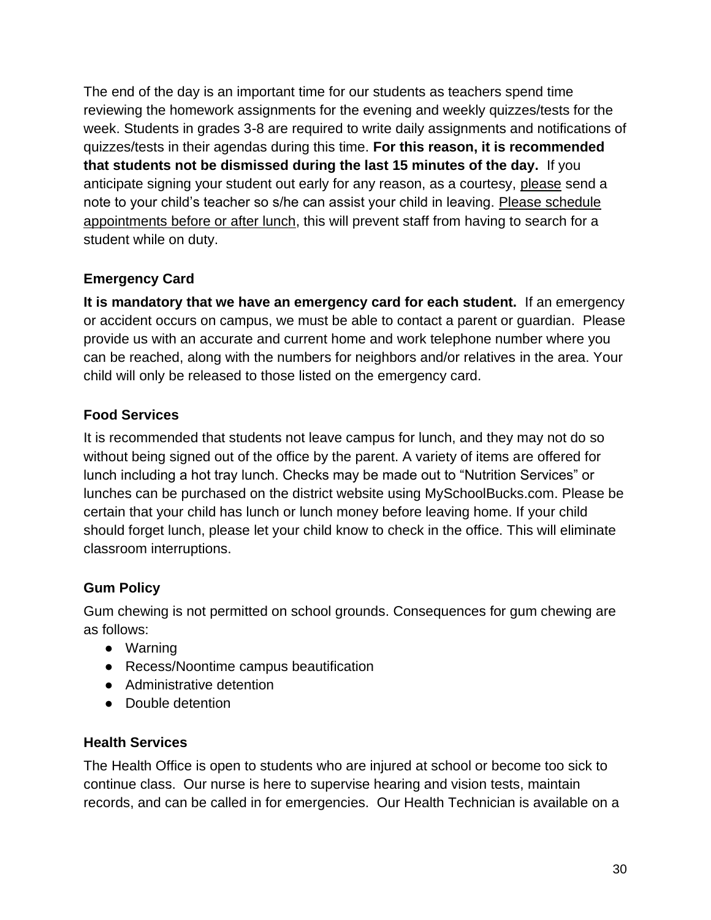The end of the day is an important time for our students as teachers spend time reviewing the homework assignments for the evening and weekly quizzes/tests for the week. Students in grades 3-8 are required to write daily assignments and notifications of quizzes/tests in their agendas during this time. **For this reason, it is recommended that students not be dismissed during the last 15 minutes of the day.** If you anticipate signing your student out early for any reason, as a courtesy, <u>please</u> send a note to your child's teacher so s/he can assist your child in leaving. <u>Please schedule appointments before or after lunch</u>, this will prevent staff from having to search for a student while on duty.

### Emergency Card

**It is mandatory that we have an emergency card for each student.** If an emergency or accident occurs on campus, we must be able to contact a parent or guardian. Please provide us with an accurate and current home and work telephone number where you can be reached, along with the numbers for neighbors and/or relatives in the area. Your child will only be released to those listed on the emergency card.

### Food Services

It is recommended that students not leave campus for lunch, and they may not do so without being signed out of the office by the parent. A variety of items are offered for lunch including a hot tray lunch. Checks may be made out to "Nutrition Services" or lunches can be purchased on the district website using MySchoolBucks.com. Please be certain that your child has lunch or lunch money before leaving home. If your child should forget lunch, please let your child know to check in the office. This will eliminate classroom interruptions.

### Gum Policy

Gum chewing is not permitted on school grounds. Consequences for gum chewing are as follows:

- Warning
- Recess/Noontime campus beautification
- Administrative detention
- Double detention

### Health Services

The Health Office is open to students who are injured at school or become too sick to continue class. Our nurse is here to supervise hearing and vision tests, maintain records, and can be called in for emergencies. Our Health Technician is available on a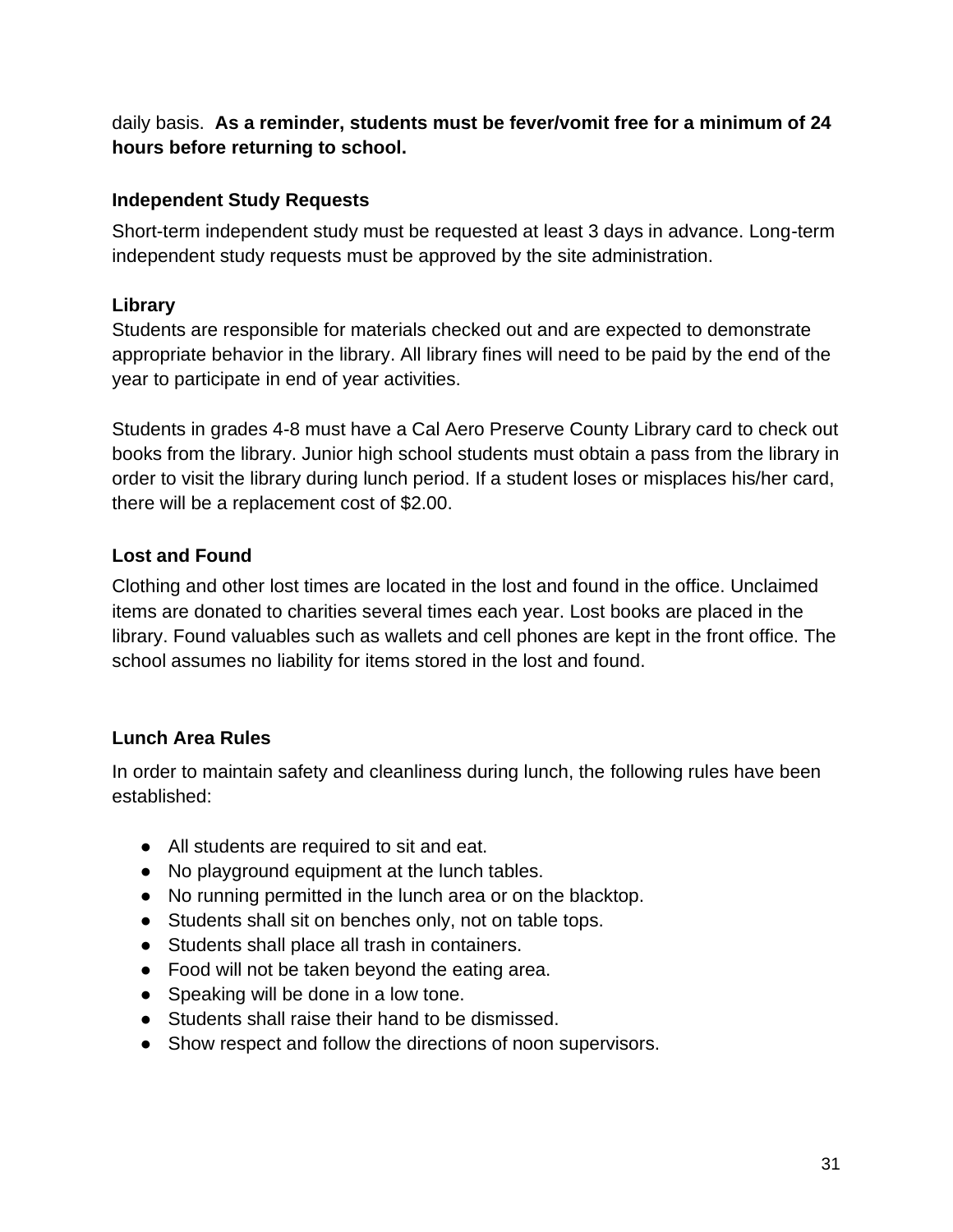daily basis. **As a reminder, students must be fever/vomit free for a minimum of 24 hours before returning to school.**

**Independent Study Requests**

Short-term independent study must be requested at least 3 days in advance. Long-term independent study requests must be approved by the site administration.

**Library**

Students are responsible for materials checked out and are expected to demonstrate appropriate behavior in the library. All library fines will need to be paid by the end of the year to participate in end of year activities.

Students in grades 4-8 must have a Cal Aero Preserve County Library card to check out books from the library. Junior high school students must obtain a pass from the library in order to visit the library during lunch period. If a student loses or misplaces his/her card, there will be a replacement cost of $2.00.

**Lost and Found**

Clothing and other lost times are located in the lost and found in the office. Unclaimed items are donated to charities several times each year. Lost books are placed in the library. Found valuables such as wallets and cell phones are kept in the front office. The school assumes no liability for items stored in the lost and found.

**Lunch Area Rules**

In order to maintain safety and cleanliness during lunch, the following rules have been established:

- All students are required to sit and eat.
- No playground equipment at the lunch tables.
- No running permitted in the lunch area or on the blacktop.
- Students shall sit on benches only, not on table tops.
- Students shall place all trash in containers.
- Food will not be taken beyond the eating area.
- Speaking will be done in a low tone.
- Students shall raise their hand to be dismissed.
- Show respect and follow the directions of noon supervisors.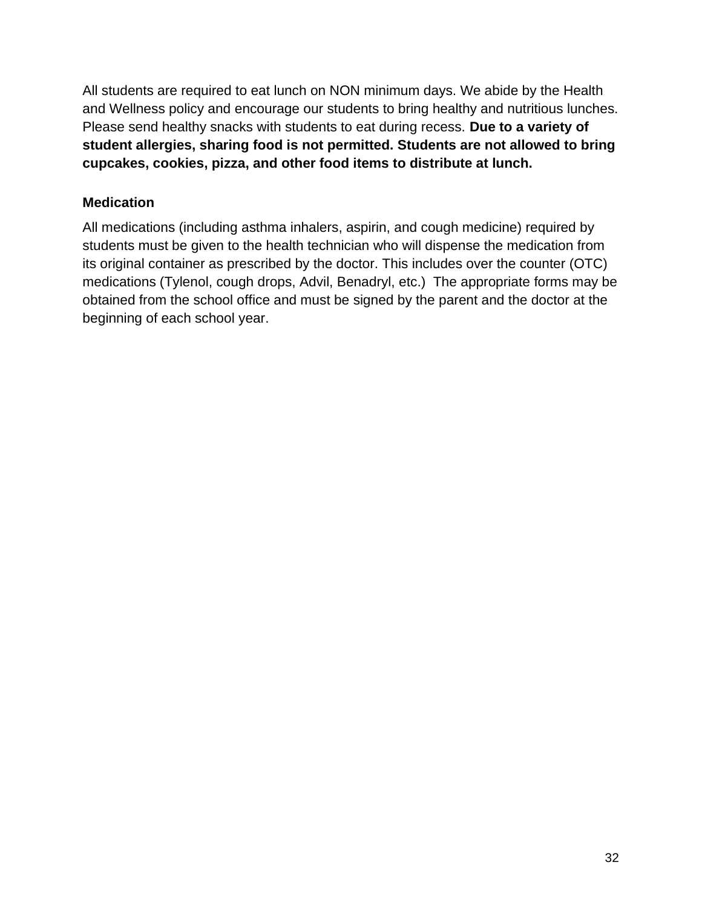All students are required to eat lunch on NON minimum days. We abide by the Health and Wellness policy and encourage our students to bring healthy and nutritious lunches. Please send healthy snacks with students to eat during recess. **Due to a variety of student allergies, sharing food is not permitted. Students are not allowed to bring cupcakes, cookies, pizza, and other food items to distribute at lunch.**

### Medication

All medications (including asthma inhalers, aspirin, and cough medicine) required by students must be given to the health technician who will dispense the medication from its original container as prescribed by the doctor. This includes over the counter (OTC) medications (Tylenol, cough drops, Advil, Benadryl, etc.) The appropriate forms may be obtained from the school office and must be signed by the parent and the doctor at the beginning of each school year.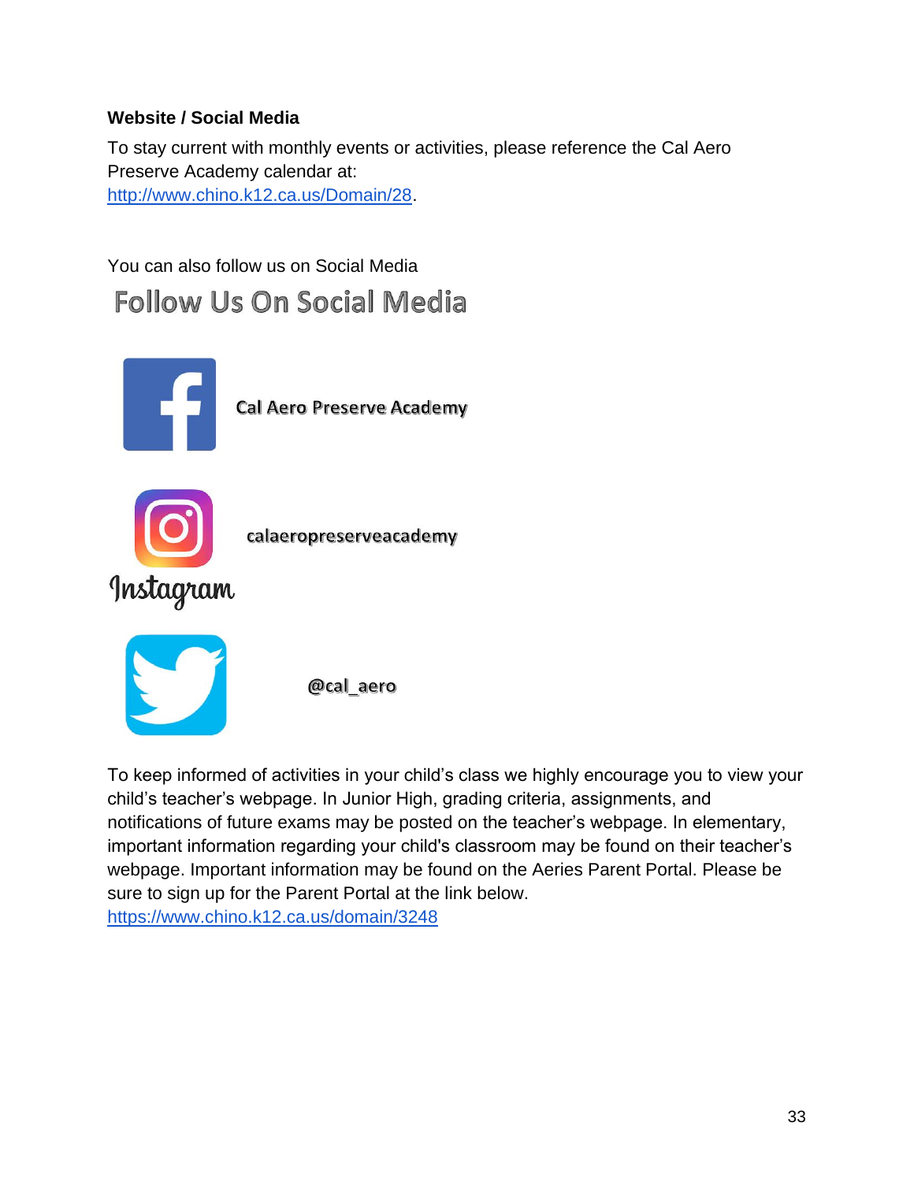**Website / Social Media**

To stay current with monthly events or activities, please reference the Cal Aero Preserve Academy calendar at:
http://www.chino.k12.ca.us/Domain/28.

You can also follow us on Social Media

## Follow Us On Social Media

Cal Aero Preserve Academy

calaeropreserveacademy

Instagram

@cal_aero

To keep informed of activities in your child's class we highly encourage you to view your child's teacher's webpage. In Junior High, grading criteria, assignments, and notifications of future exams may be posted on the teacher's webpage. In elementary, important information regarding your child's classroom may be found on their teacher's webpage. Important information may be found on the Aeries Parent Portal. Please be sure to sign up for the Parent Portal at the link below.
https://www.chino.k12.ca.us/domain/3248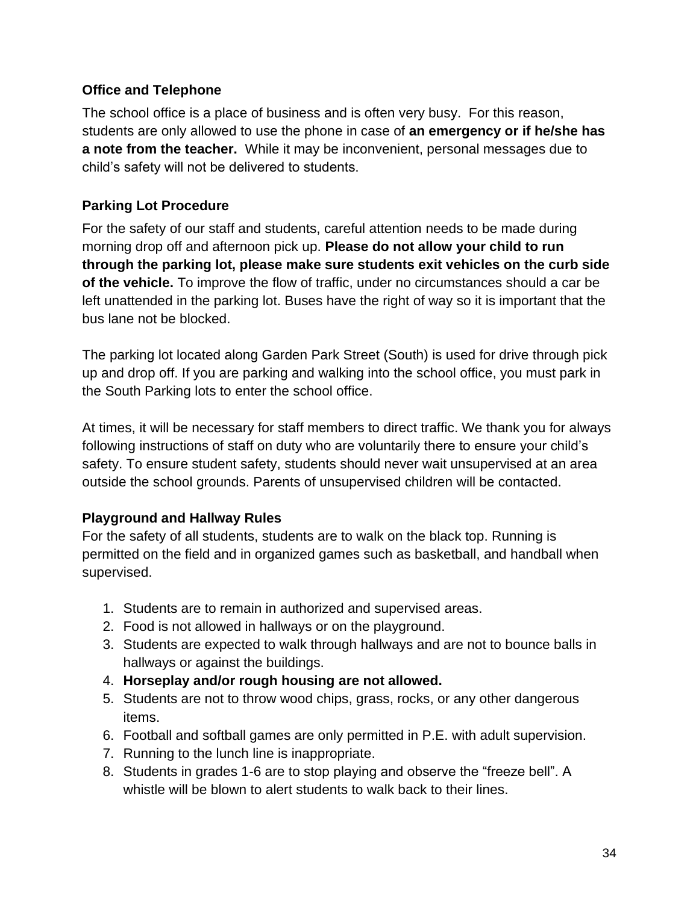### Office and Telephone

The school office is a place of business and is often very busy. For this reason, students are only allowed to use the phone in case of **an emergency or if he/she has a note from the teacher.** While it may be inconvenient, personal messages due to child's safety will not be delivered to students.

### Parking Lot Procedure

For the safety of our staff and students, careful attention needs to be made during morning drop off and afternoon pick up. **Please do not allow your child to run through the parking lot, please make sure students exit vehicles on the curb side of the vehicle.** To improve the flow of traffic, under no circumstances should a car be left unattended in the parking lot. Buses have the right of way so it is important that the bus lane not be blocked.

The parking lot located along Garden Park Street (South) is used for drive through pick up and drop off. If you are parking and walking into the school office, you must park in the South Parking lots to enter the school office.

At times, it will be necessary for staff members to direct traffic. We thank you for always following instructions of staff on duty who are voluntarily there to ensure your child's safety. To ensure student safety, students should never wait unsupervised at an area outside the school grounds. Parents of unsupervised children will be contacted.

### Playground and Hallway Rules

For the safety of all students, students are to walk on the black top. Running is permitted on the field and in organized games such as basketball, and handball when supervised.

1. Students are to remain in authorized and supervised areas.
2. Food is not allowed in hallways or on the playground.
3. Students are expected to walk through hallways and are not to bounce balls in hallways or against the buildings.
4. **Horseplay and/or rough housing are not allowed.**
5. Students are not to throw wood chips, grass, rocks, or any other dangerous items.
6. Football and softball games are only permitted in P.E. with adult supervision.
7. Running to the lunch line is inappropriate.
8. Students in grades 1-6 are to stop playing and observe the "freeze bell". A whistle will be blown to alert students to walk back to their lines.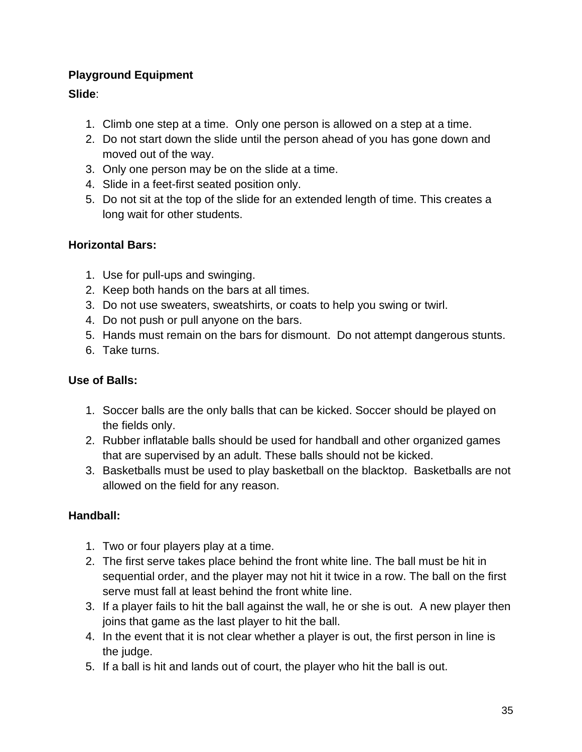**Playground Equipment**

**Slide**:

1. Climb one step at a time. Only one person is allowed on a step at a time.
2. Do not start down the slide until the person ahead of you has gone down and moved out of the way.
3. Only one person may be on the slide at a time.
4. Slide in a feet-first seated position only.
5. Do not sit at the top of the slide for an extended length of time. This creates a long wait for other students.

**Horizontal Bars:**

1. Use for pull-ups and swinging.
2. Keep both hands on the bars at all times.
3. Do not use sweaters, sweatshirts, or coats to help you swing or twirl.
4. Do not push or pull anyone on the bars.
5. Hands must remain on the bars for dismount. Do not attempt dangerous stunts.
6. Take turns.

**Use of Balls:**

1. Soccer balls are the only balls that can be kicked. Soccer should be played on the fields only.
2. Rubber inflatable balls should be used for handball and other organized games that are supervised by an adult. These balls should not be kicked.
3. Basketballs must be used to play basketball on the blacktop. Basketballs are not allowed on the field for any reason.

**Handball:**

1. Two or four players play at a time.
2. The first serve takes place behind the front white line. The ball must be hit in sequential order, and the player may not hit it twice in a row. The ball on the first serve must fall at least behind the front white line.
3. If a player fails to hit the ball against the wall, he or she is out. A new player then joins that game as the last player to hit the ball.
4. In the event that it is not clear whether a player is out, the first person in line is the judge.
5. If a ball is hit and lands out of court, the player who hit the ball is out.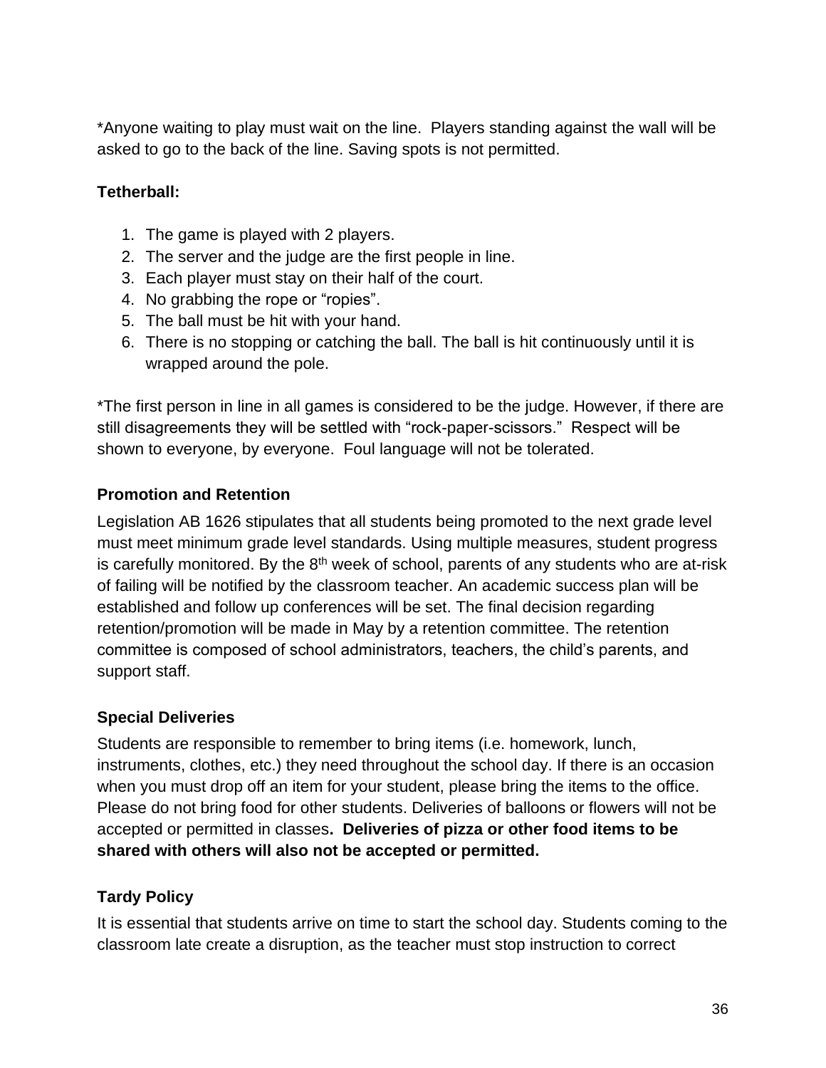*Anyone waiting to play must wait on the line. Players standing against the wall will be asked to go to the back of the line. Saving spots is not permitted.

**Tetherball:**

1. The game is played with 2 players.
2. The server and the judge are the first people in line.
3. Each player must stay on their half of the court.
4. No grabbing the rope or “ropies”.
5. The ball must be hit with your hand.
6. There is no stopping or catching the ball. The ball is hit continuously until it is wrapped around the pole.

*The first person in line in all games is considered to be the judge. However, if there are still disagreements they will be settled with “rock-paper-scissors.” Respect will be shown to everyone, by everyone. Foul language will not be tolerated.

### Promotion and Retention

Legislation AB 1626 stipulates that all students being promoted to the next grade level must meet minimum grade level standards. Using multiple measures, student progress is carefully monitored. By the 8th week of school, parents of any students who are at-risk of failing will be notified by the classroom teacher. An academic success plan will be established and follow up conferences will be set. The final decision regarding retention/promotion will be made in May by a retention committee. The retention committee is composed of school administrators, teachers, the child’s parents, and support staff.

### Special Deliveries

Students are responsible to remember to bring items (i.e. homework, lunch, instruments, clothes, etc.) they need throughout the school day. If there is an occasion when you must drop off an item for your student, please bring the items to the office. Please do not bring food for other students. Deliveries of balloons or flowers will not be accepted or permitted in classes**. Deliveries of pizza or other food items to be shared with others will also not be accepted or permitted.**

### Tardy Policy

It is essential that students arrive on time to start the school day. Students coming to the classroom late create a disruption, as the teacher must stop instruction to correct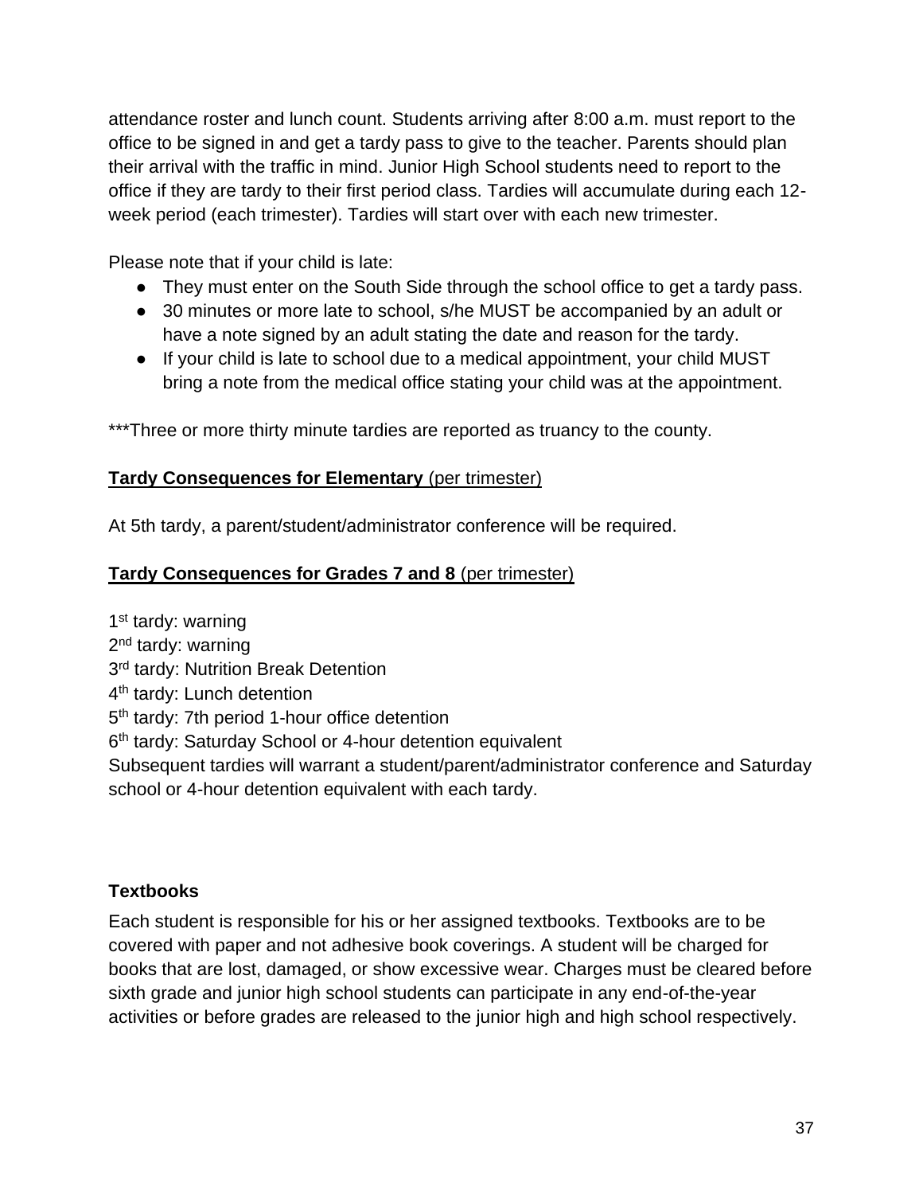attendance roster and lunch count. Students arriving after 8:00 a.m. must report to the office to be signed in and get a tardy pass to give to the teacher. Parents should plan their arrival with the traffic in mind. Junior High School students need to report to the office if they are tardy to their first period class. Tardies will accumulate during each 12-week period (each trimester). Tardies will start over with each new trimester.

Please note that if your child is late:

- They must enter on the South Side through the school office to get a tardy pass.
- 30 minutes or more late to school, s/he MUST be accompanied by an adult or have a note signed by an adult stating the date and reason for the tardy.
- If your child is late to school due to a medical appointment, your child MUST bring a note from the medical office stating your child was at the appointment.

***Three or more thirty minute tardies are reported as truancy to the county.

**Tardy Consequences for Elementary** (per trimester)

At 5th tardy, a parent/student/administrator conference will be required.

**Tardy Consequences for Grades 7 and 8** (per trimester)

1st tardy: warning
2nd tardy: warning
3rd tardy: Nutrition Break Detention
4th tardy: Lunch detention
5th tardy: 7th period 1-hour office detention
6th tardy: Saturday School or 4-hour detention equivalent
Subsequent tardies will warrant a student/parent/administrator conference and Saturday school or 4-hour detention equivalent with each tardy.

### Textbooks

Each student is responsible for his or her assigned textbooks. Textbooks are to be covered with paper and not adhesive book coverings. A student will be charged for books that are lost, damaged, or show excessive wear. Charges must be cleared before sixth grade and junior high school students can participate in any end-of-the-year activities or before grades are released to the junior high and high school respectively.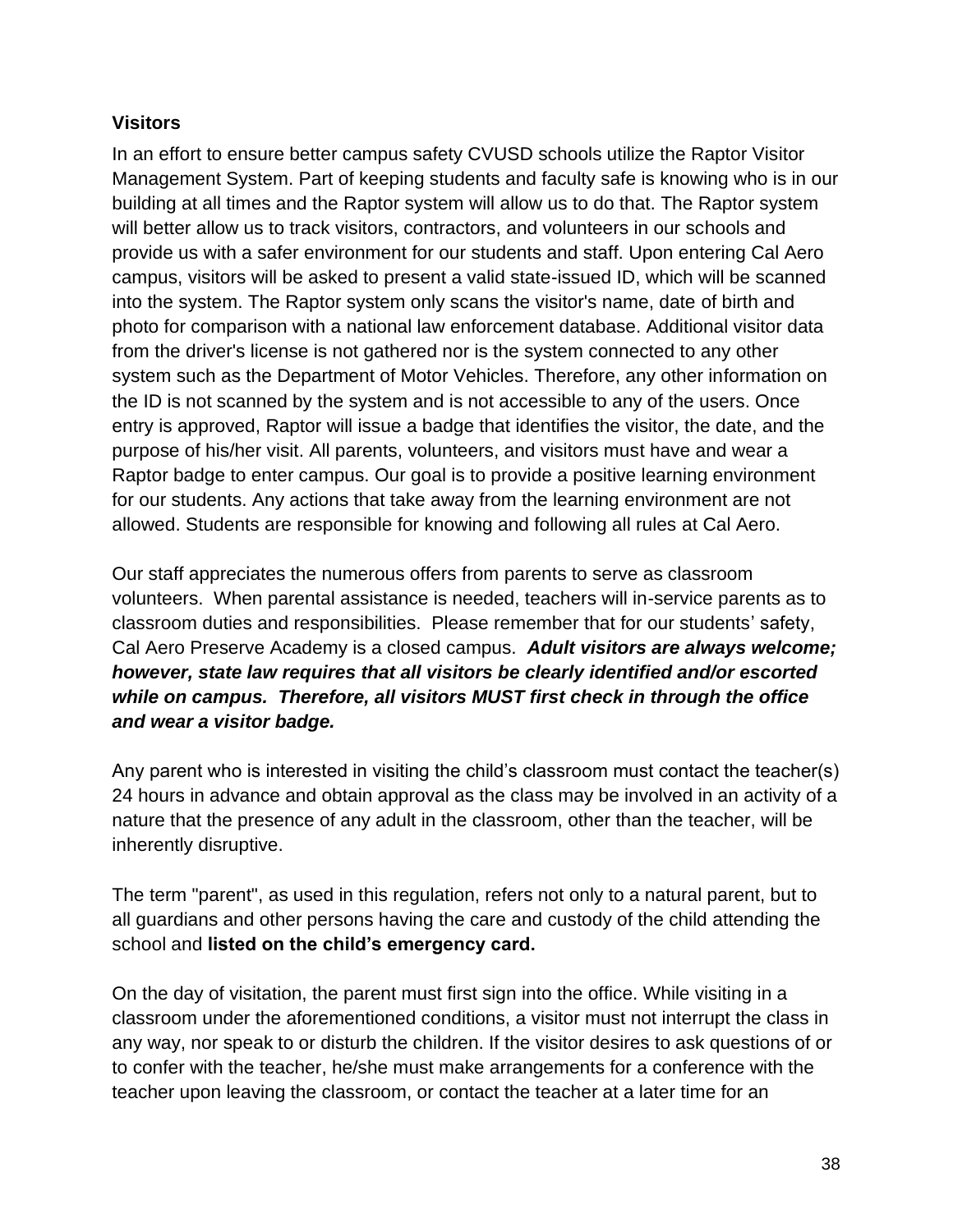**Visitors**

In an effort to ensure better campus safety CVUSD schools utilize the Raptor Visitor Management System. Part of keeping students and faculty safe is knowing who is in our building at all times and the Raptor system will allow us to do that. The Raptor system will better allow us to track visitors, contractors, and volunteers in our schools and provide us with a safer environment for our students and staff. Upon entering Cal Aero campus, visitors will be asked to present a valid state-issued ID, which will be scanned into the system. The Raptor system only scans the visitor's name, date of birth and photo for comparison with a national law enforcement database. Additional visitor data from the driver's license is not gathered nor is the system connected to any other system such as the Department of Motor Vehicles. Therefore, any other information on the ID is not scanned by the system and is not accessible to any of the users. Once entry is approved, Raptor will issue a badge that identifies the visitor, the date, and the purpose of his/her visit. All parents, volunteers, and visitors must have and wear a Raptor badge to enter campus. Our goal is to provide a positive learning environment for our students. Any actions that take away from the learning environment are not allowed. Students are responsible for knowing and following all rules at Cal Aero.

Our staff appreciates the numerous offers from parents to serve as classroom volunteers. When parental assistance is needed, teachers will in-service parents as to classroom duties and responsibilities. Please remember that for our students' safety, Cal Aero Preserve Academy is a closed campus. ***Adult visitors are always welcome; however, state law requires that all visitors be clearly identified and/or escorted while on campus. Therefore, all visitors MUST first check in through the office and wear a visitor badge.***

Any parent who is interested in visiting the child's classroom must contact the teacher(s) 24 hours in advance and obtain approval as the class may be involved in an activity of a nature that the presence of any adult in the classroom, other than the teacher, will be inherently disruptive.

The term "parent", as used in this regulation, refers not only to a natural parent, but to all guardians and other persons having the care and custody of the child attending the school and **listed on the child's emergency card.**

On the day of visitation, the parent must first sign into the office. While visiting in a classroom under the aforementioned conditions, a visitor must not interrupt the class in any way, nor speak to or disturb the children. If the visitor desires to ask questions of or to confer with the teacher, he/she must make arrangements for a conference with the teacher upon leaving the classroom, or contact the teacher at a later time for an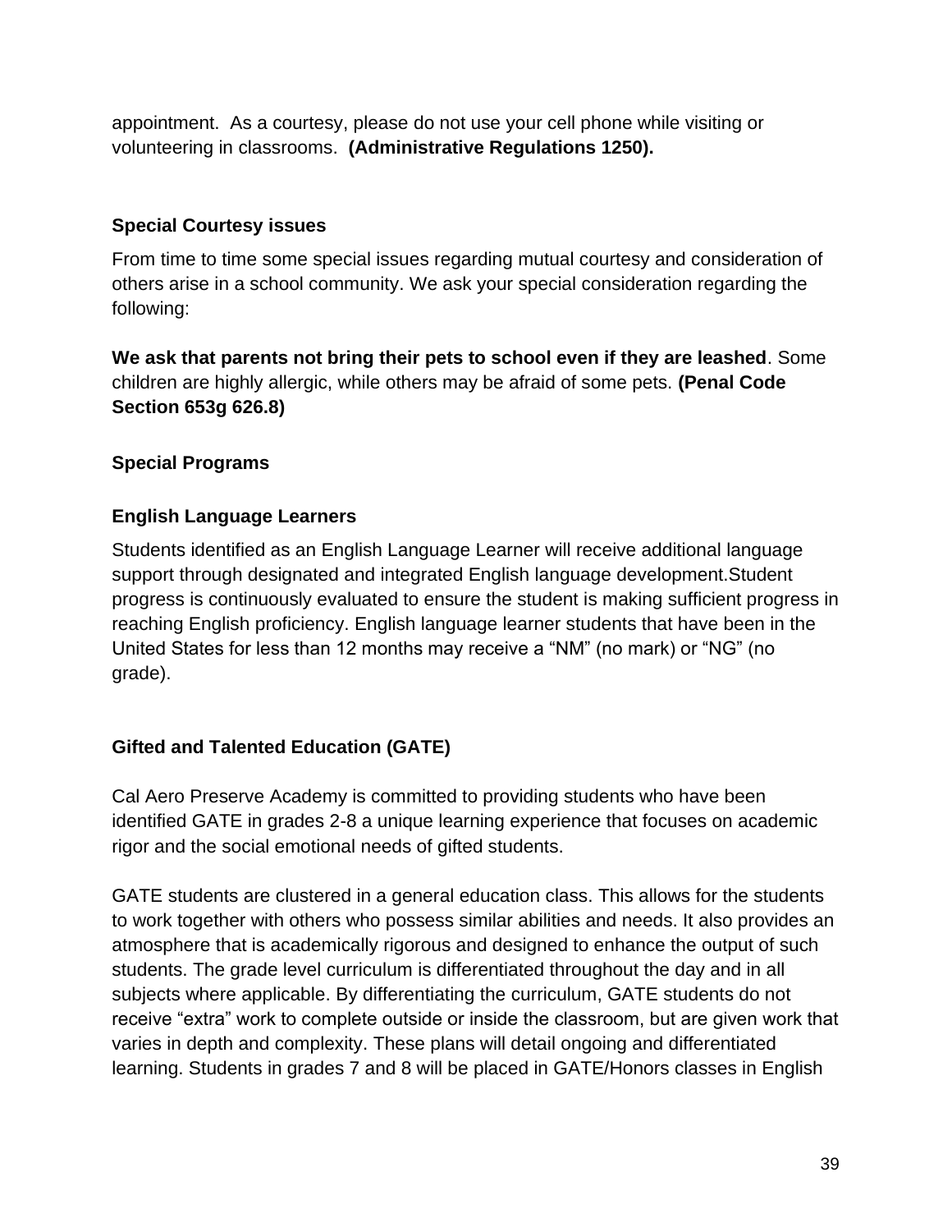appointment.  As a courtesy, please do not use your cell phone while visiting or volunteering in classrooms.  **(Administrative Regulations 1250).**

### Special Courtesy issues

From time to time some special issues regarding mutual courtesy and consideration of others arise in a school community. We ask your special consideration regarding the following:

**We ask that parents not bring their pets to school even if they are leashed**. Some children are highly allergic, while others may be afraid of some pets. **(Penal Code Section 653g 626.8)**

### Special Programs

### English Language Learners

Students identified as an English Language Learner will receive additional language support through designated and integrated English language development.Student progress is continuously evaluated to ensure the student is making sufficient progress in reaching English proficiency. English language learner students that have been in the United States for less than 12 months may receive a “NM” (no mark) or “NG” (no grade).

### Gifted and Talented Education (GATE)

Cal Aero Preserve Academy is committed to providing students who have been identified GATE in grades 2-8 a unique learning experience that focuses on academic rigor and the social emotional needs of gifted students.

GATE students are clustered in a general education class. This allows for the students to work together with others who possess similar abilities and needs. It also provides an atmosphere that is academically rigorous and designed to enhance the output of such students. The grade level curriculum is differentiated throughout the day and in all subjects where applicable. By differentiating the curriculum, GATE students do not receive “extra” work to complete outside or inside the classroom, but are given work that varies in depth and complexity. These plans will detail ongoing and differentiated learning. Students in grades 7 and 8 will be placed in GATE/Honors classes in English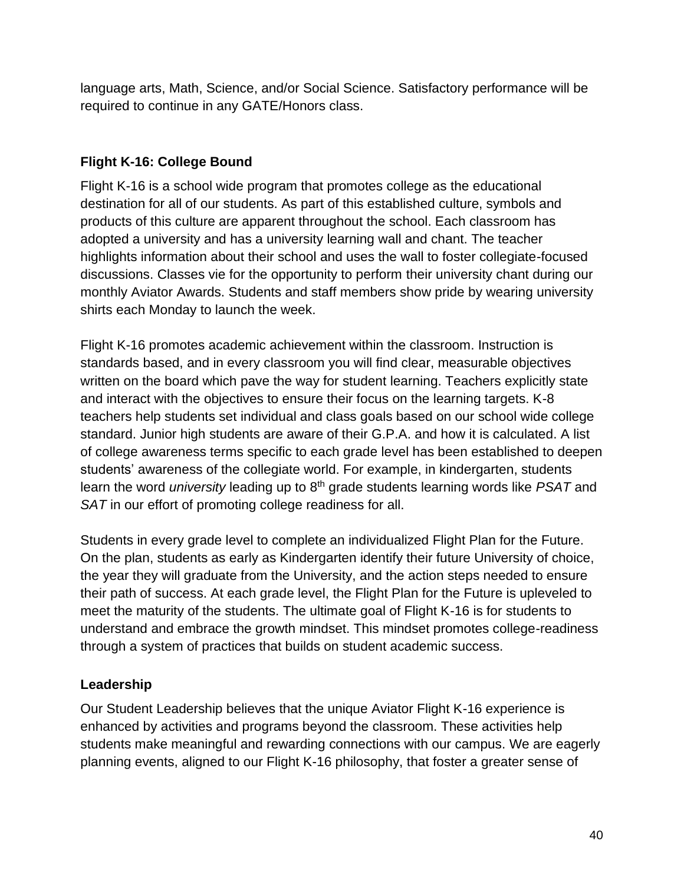language arts, Math, Science, and/or Social Science. Satisfactory performance will be required to continue in any GATE/Honors class.

### Flight K-16: College Bound

Flight K-16 is a school wide program that promotes college as the educational destination for all of our students. As part of this established culture, symbols and products of this culture are apparent throughout the school. Each classroom has adopted a university and has a university learning wall and chant. The teacher highlights information about their school and uses the wall to foster collegiate-focused discussions. Classes vie for the opportunity to perform their university chant during our monthly Aviator Awards. Students and staff members show pride by wearing university shirts each Monday to launch the week.

Flight K-16 promotes academic achievement within the classroom. Instruction is standards based, and in every classroom you will find clear, measurable objectives written on the board which pave the way for student learning. Teachers explicitly state and interact with the objectives to ensure their focus on the learning targets. K-8 teachers help students set individual and class goals based on our school wide college standard. Junior high students are aware of their G.P.A. and how it is calculated. A list of college awareness terms specific to each grade level has been established to deepen students' awareness of the collegiate world. For example, in kindergarten, students learn the word *university* leading up to 8th grade students learning words like *PSAT* and *SAT* in our effort of promoting college readiness for all.

Students in every grade level to complete an individualized Flight Plan for the Future. On the plan, students as early as Kindergarten identify their future University of choice, the year they will graduate from the University, and the action steps needed to ensure their path of success. At each grade level, the Flight Plan for the Future is upleveled to meet the maturity of the students. The ultimate goal of Flight K-16 is for students to understand and embrace the growth mindset. This mindset promotes college-readiness through a system of practices that builds on student academic success.

### Leadership

Our Student Leadership believes that the unique Aviator Flight K-16 experience is enhanced by activities and programs beyond the classroom. These activities help students make meaningful and rewarding connections with our campus. We are eagerly planning events, aligned to our Flight K-16 philosophy, that foster a greater sense of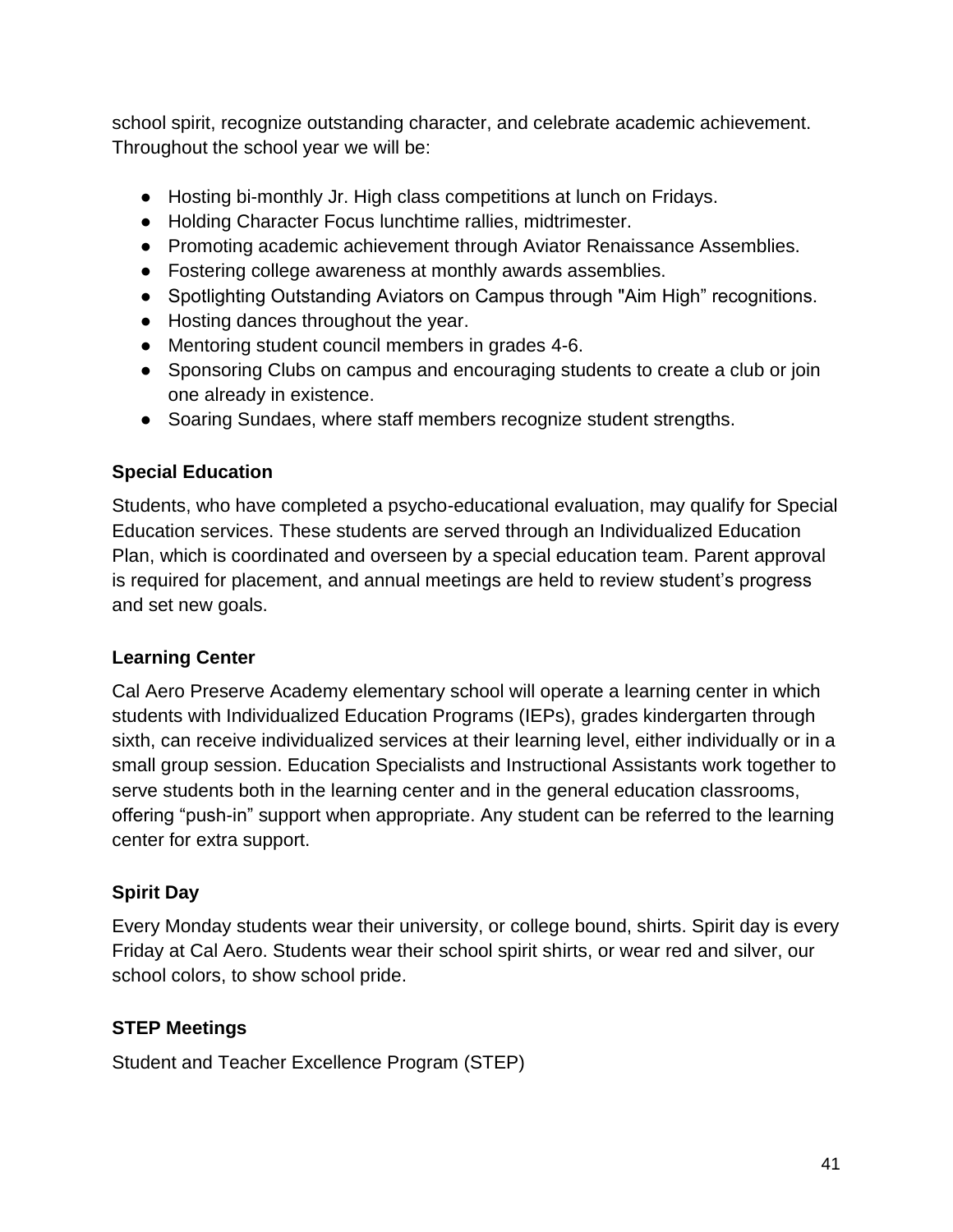school spirit, recognize outstanding character, and celebrate academic achievement. Throughout the school year we will be:

- Hosting bi-monthly Jr. High class competitions at lunch on Fridays.
- Holding Character Focus lunchtime rallies, midtrimester.
- Promoting academic achievement through Aviator Renaissance Assemblies.
- Fostering college awareness at monthly awards assemblies.
- Spotlighting Outstanding Aviators on Campus through "Aim High" recognitions.
- Hosting dances throughout the year.
- Mentoring student council members in grades 4-6.
- Sponsoring Clubs on campus and encouraging students to create a club or join one already in existence.
- Soaring Sundaes, where staff members recognize student strengths.

### Special Education

Students, who have completed a psycho-educational evaluation, may qualify for Special Education services. These students are served through an Individualized Education Plan, which is coordinated and overseen by a special education team. Parent approval is required for placement, and annual meetings are held to review student's progress and set new goals.

### Learning Center

Cal Aero Preserve Academy elementary school will operate a learning center in which students with Individualized Education Programs (IEPs), grades kindergarten through sixth, can receive individualized services at their learning level, either individually or in a small group session. Education Specialists and Instructional Assistants work together to serve students both in the learning center and in the general education classrooms, offering "push-in" support when appropriate. Any student can be referred to the learning center for extra support.

### Spirit Day

Every Monday students wear their university, or college bound, shirts. Spirit day is every Friday at Cal Aero. Students wear their school spirit shirts, or wear red and silver, our school colors, to show school pride.

### STEP Meetings

Student and Teacher Excellence Program (STEP)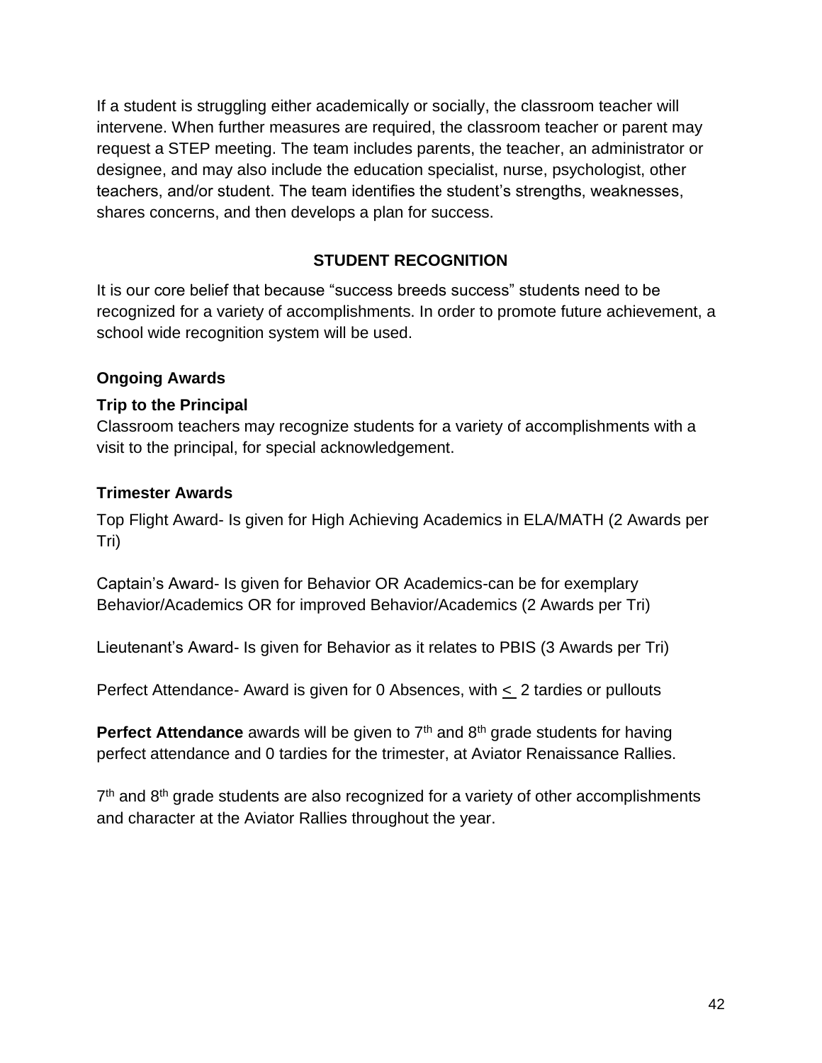If a student is struggling either academically or socially, the classroom teacher will intervene. When further measures are required, the classroom teacher or parent may request a STEP meeting. The team includes parents, the teacher, an administrator or designee, and may also include the education specialist, nurse, psychologist, other teachers, and/or student. The team identifies the student's strengths, weaknesses, shares concerns, and then develops a plan for success.

## STUDENT RECOGNITION

It is our core belief that because "success breeds success" students need to be recognized for a variety of accomplishments. In order to promote future achievement, a school wide recognition system will be used.

### Ongoing Awards

**Trip to the Principal**
Classroom teachers may recognize students for a variety of accomplishments with a visit to the principal, for special acknowledgement.

### Trimester Awards

Top Flight Award- Is given for High Achieving Academics in ELA/MATH (2 Awards per Tri)

Captain's Award- Is given for Behavior OR Academics-can be for exemplary Behavior/Academics OR for improved Behavior/Academics (2 Awards per Tri)

Lieutenant's Award- Is given for Behavior as it relates to PBIS (3 Awards per Tri)

Perfect Attendance- Award is given for 0 Absences, with $\leq$ 2 tardies or pullouts

**Perfect Attendance** awards will be given to 7th and 8th grade students for having perfect attendance and 0 tardies for the trimester, at Aviator Renaissance Rallies.

7th and 8th grade students are also recognized for a variety of other accomplishments and character at the Aviator Rallies throughout the year.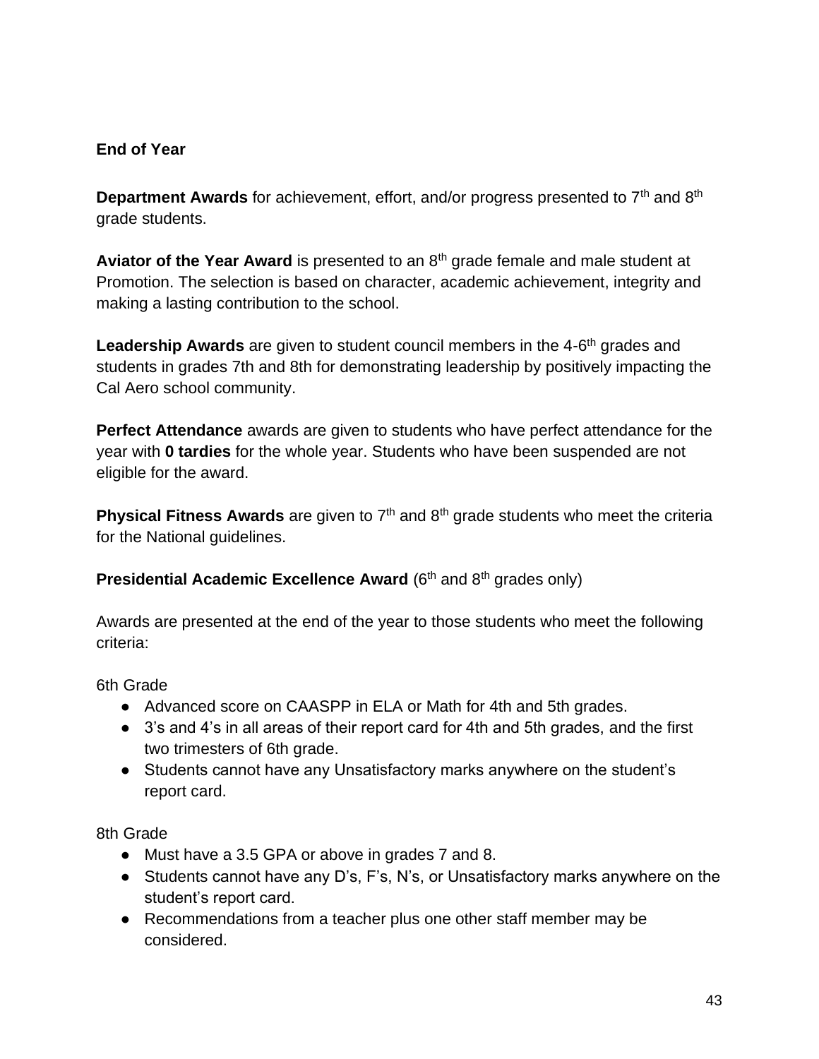**End of Year**

**Department Awards** for achievement, effort, and/or progress presented to 7$^{th}$ and 8$^{th}$ grade students.

**Aviator of the Year Award** is presented to an 8$^{th}$ grade female and male student at Promotion. The selection is based on character, academic achievement, integrity and making a lasting contribution to the school.

**Leadership Awards** are given to student council members in the 4-6$^{th}$ grades and students in grades 7th and 8th for demonstrating leadership by positively impacting the Cal Aero school community.

**Perfect Attendance** awards are given to students who have perfect attendance for the year with **0 tardies** for the whole year. Students who have been suspended are not eligible for the award.

**Physical Fitness Awards** are given to 7$^{th}$ and 8$^{th}$ grade students who meet the criteria for the National guidelines.

**Presidential Academic Excellence Award** (6$^{th}$ and 8$^{th}$ grades only)

Awards are presented at the end of the year to those students who meet the following criteria:

6th Grade

- Advanced score on CAASPP in ELA or Math for 4th and 5th grades.
- 3's and 4's in all areas of their report card for 4th and 5th grades, and the first two trimesters of 6th grade.
- Students cannot have any Unsatisfactory marks anywhere on the student's report card.

8th Grade

- Must have a 3.5 GPA or above in grades 7 and 8.
- Students cannot have any D's, F's, N's, or Unsatisfactory marks anywhere on the student's report card.
- Recommendations from a teacher plus one other staff member may be considered.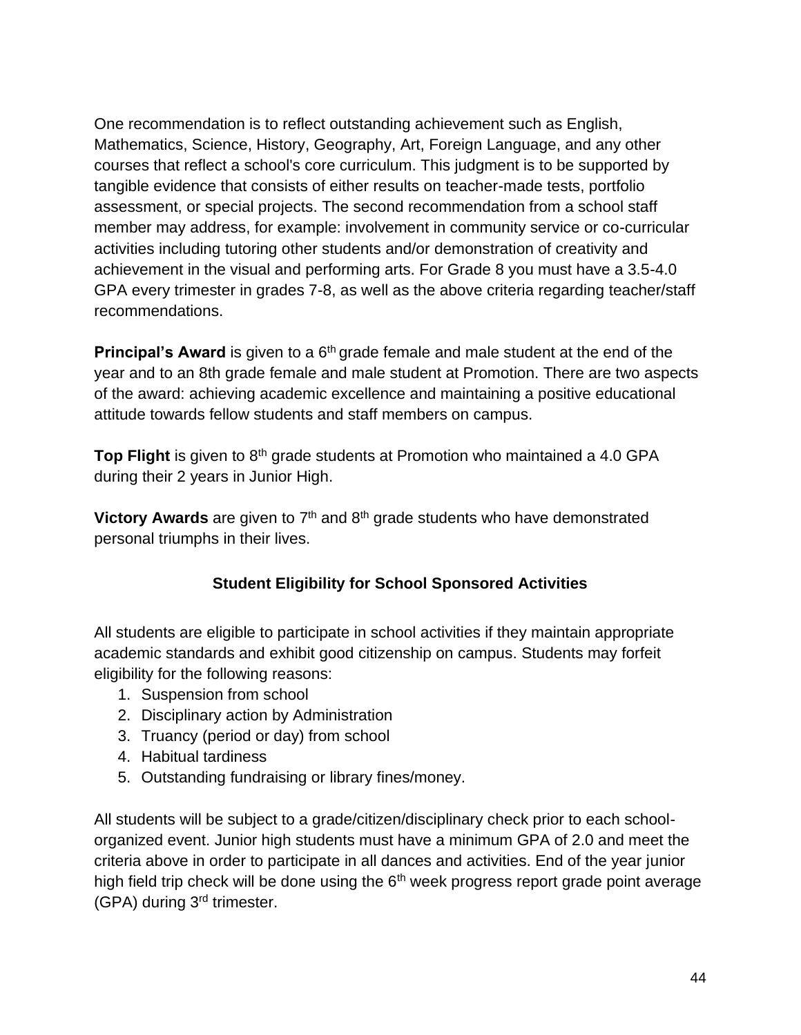One recommendation is to reflect outstanding achievement such as English, Mathematics, Science, History, Geography, Art, Foreign Language, and any other courses that reflect a school's core curriculum. This judgment is to be supported by tangible evidence that consists of either results on teacher-made tests, portfolio assessment, or special projects. The second recommendation from a school staff member may address, for example: involvement in community service or co-curricular activities including tutoring other students and/or demonstration of creativity and achievement in the visual and performing arts. For Grade 8 you must have a 3.5-4.0 GPA every trimester in grades 7-8, as well as the above criteria regarding teacher/staff recommendations.

**Principal's Award** is given to a 6th grade female and male student at the end of the year and to an 8th grade female and male student at Promotion. There are two aspects of the award: achieving academic excellence and maintaining a positive educational attitude towards fellow students and staff members on campus.

**Top Flight** is given to 8th grade students at Promotion who maintained a 4.0 GPA during their 2 years in Junior High.

**Victory Awards** are given to 7th and 8th grade students who have demonstrated personal triumphs in their lives.

### Student Eligibility for School Sponsored Activities

All students are eligible to participate in school activities if they maintain appropriate academic standards and exhibit good citizenship on campus. Students may forfeit eligibility for the following reasons:

1. Suspension from school
2. Disciplinary action by Administration
3. Truancy (period or day) from school
4. Habitual tardiness
5. Outstanding fundraising or library fines/money.

All students will be subject to a grade/citizen/disciplinary check prior to each school-organized event. Junior high students must have a minimum GPA of 2.0 and meet the criteria above in order to participate in all dances and activities. End of the year junior high field trip check will be done using the 6th week progress report grade point average (GPA) during 3rd trimester.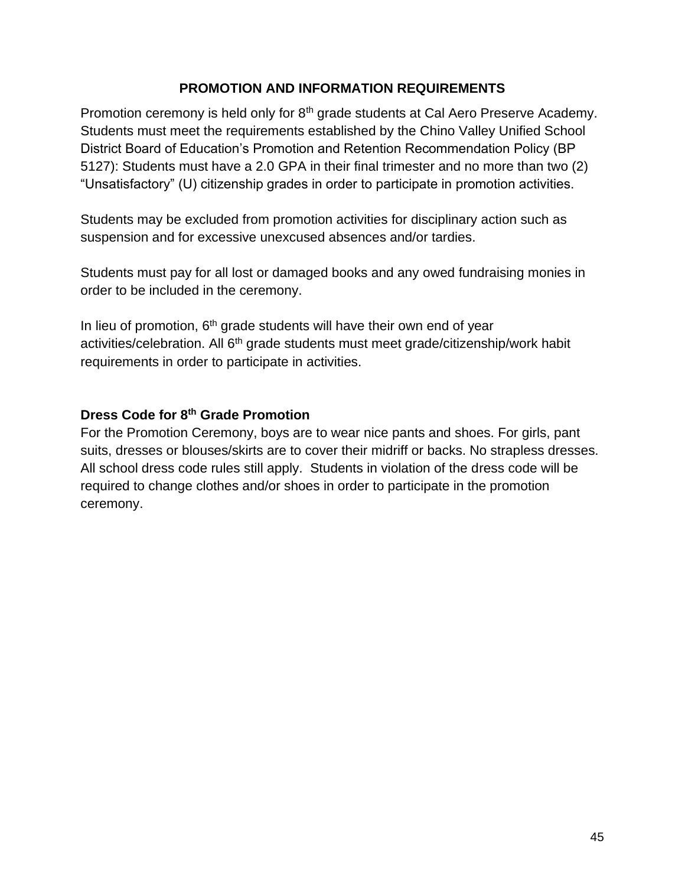## PROMOTION AND INFORMATION REQUIREMENTS

Promotion ceremony is held only for 8th grade students at Cal Aero Preserve Academy. Students must meet the requirements established by the Chino Valley Unified School District Board of Education's Promotion and Retention Recommendation Policy (BP 5127): Students must have a 2.0 GPA in their final trimester and no more than two (2) "Unsatisfactory" (U) citizenship grades in order to participate in promotion activities.

Students may be excluded from promotion activities for disciplinary action such as suspension and for excessive unexcused absences and/or tardies.

Students must pay for all lost or damaged books and any owed fundraising monies in order to be included in the ceremony.

In lieu of promotion, 6th grade students will have their own end of year activities/celebration. All 6th grade students must meet grade/citizenship/work habit requirements in order to participate in activities.

### Dress Code for 8th Grade Promotion

For the Promotion Ceremony, boys are to wear nice pants and shoes. For girls, pant suits, dresses or blouses/skirts are to cover their midriff or backs. No strapless dresses. All school dress code rules still apply. Students in violation of the dress code will be required to change clothes and/or shoes in order to participate in the promotion ceremony.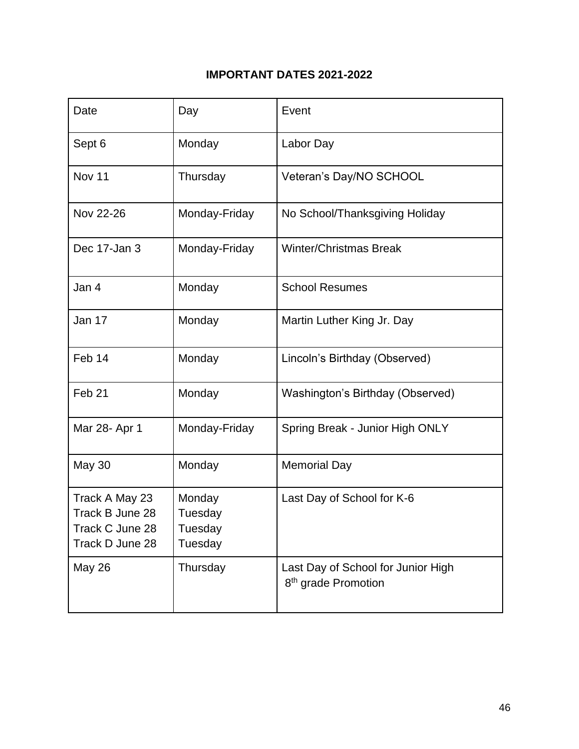**IMPORTANT DATES 2021-2022**

| Date | Day | Event |
|---|---|---|
| Sept 6 | Monday | Labor Day |
| Nov 11 | Thursday | Veteran's Day/NO SCHOOL |
| Nov 22-26 | Monday-Friday | No School/Thanksgiving Holiday |
| Dec 17-Jan 3 | Monday-Friday | Winter/Christmas Break |
| Jan 4 | Monday | School Resumes |
| Jan 17 | Monday | Martin Luther King Jr. Day |
| Feb 14 | Monday | Lincoln's Birthday (Observed) |
| Feb 21 | Monday | Washington's Birthday (Observed) |
| Mar 28- Apr 1 | Monday-Friday | Spring Break - Junior High ONLY |
| May 30 | Monday | Memorial Day |
| Track A May 23<br>Track B June 28<br>Track C June 28<br>Track D June 28 | Monday<br>Tuesday<br>Tuesday<br>Tuesday | Last Day of School for K-6 |
| May 26 | Thursday | Last Day of School for Junior High<br>8th grade Promotion |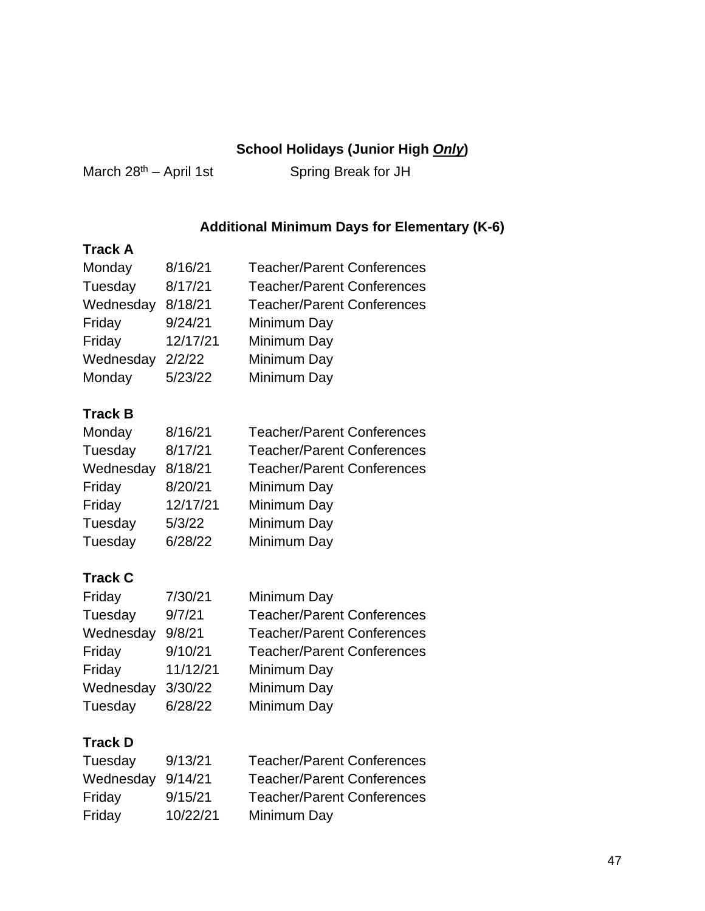## School Holidays (Junior High *Only*)

March 28th – April 1st Spring Break for JH

## Additional Minimum Days for Elementary (K-6)

**Track A**

| | | |
|---|---|---|
| Monday | 8/16/21 | Teacher/Parent Conferences |
| Tuesday | 8/17/21 | Teacher/Parent Conferences |
| Wednesday | 8/18/21 | Teacher/Parent Conferences |
| Friday | 9/24/21 | Minimum Day |
| Friday | 12/17/21 | Minimum Day |
| Wednesday | 2/2/22 | Minimum Day |
| Monday | 5/23/22 | Minimum Day |

**Track B**

| | | |
|---|---|---|
| Monday | 8/16/21 | Teacher/Parent Conferences |
| Tuesday | 8/17/21 | Teacher/Parent Conferences |
| Wednesday | 8/18/21 | Teacher/Parent Conferences |
| Friday | 8/20/21 | Minimum Day |
| Friday | 12/17/21 | Minimum Day |
| Tuesday | 5/3/22 | Minimum Day |
| Tuesday | 6/28/22 | Minimum Day |

**Track C**

| | | |
|---|---|---|
| Friday | 7/30/21 | Minimum Day |
| Tuesday | 9/7/21 | Teacher/Parent Conferences |
| Wednesday | 9/8/21 | Teacher/Parent Conferences |
| Friday | 9/10/21 | Teacher/Parent Conferences |
| Friday | 11/12/21 | Minimum Day |
| Wednesday | 3/30/22 | Minimum Day |
| Tuesday | 6/28/22 | Minimum Day |

**Track D**

| | | |
|---|---|---|
| Tuesday | 9/13/21 | Teacher/Parent Conferences |
| Wednesday | 9/14/21 | Teacher/Parent Conferences |
| Friday | 9/15/21 | Teacher/Parent Conferences |
| Friday | 10/22/21 | Minimum Day |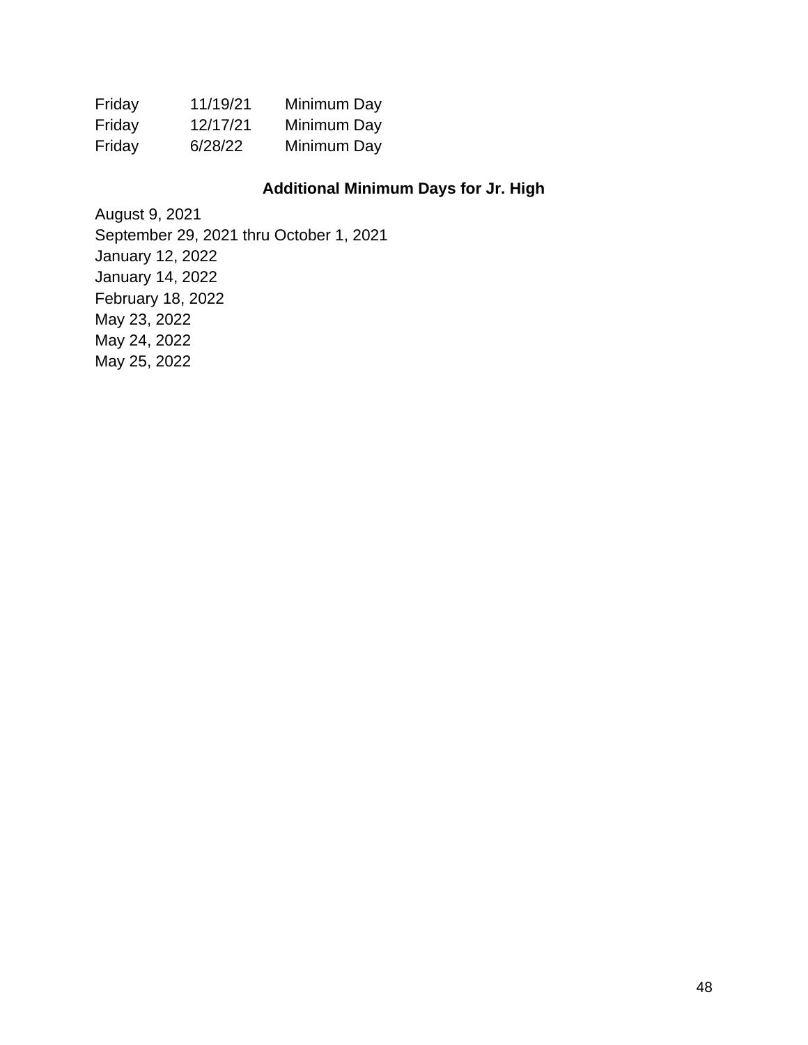| | | |
|---|---|---|
| Friday | 11/19/21 | Minimum Day |
| Friday | 12/17/21 | Minimum Day |
| Friday | 6/28/22 | Minimum Day |

**Additional Minimum Days for Jr. High**

August 9, 2021
September 29, 2021 thru October 1, 2021
January 12, 2022
January 14, 2022
February 18, 2022
May 23, 2022
May 24, 2022
May 25, 2022